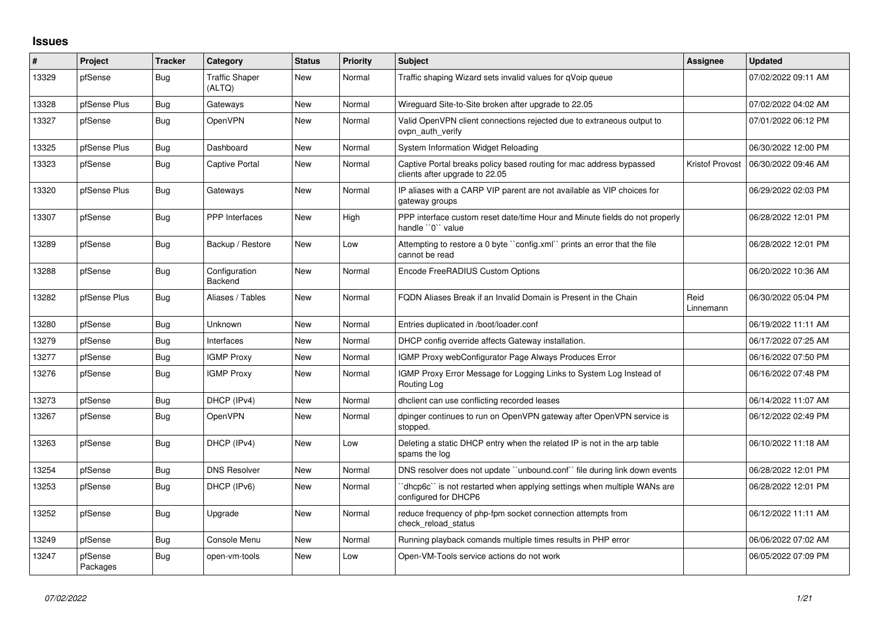## Issues

| # | Project | Tracker | Category | Status | Priority | Subject | Assignee | Updated |
|---|---|---|---|---|---|---|---|---|
| 13329 | pfSense | Bug | Traffic Shaper (ALTQ) | New | Normal | Traffic shaping Wizard sets invalid values for qVoip queue | | 07/02/2022 09:11 AM |
| 13328 | pfSense Plus | Bug | Gateways | New | Normal | Wireguard Site-to-Site broken after upgrade to 22.05 | | 07/02/2022 04:02 AM |
| 13327 | pfSense | Bug | OpenVPN | New | Normal | Valid OpenVPN client connections rejected due to extraneous output to ovpn_auth_verify | | 07/01/2022 06:12 PM |
| 13325 | pfSense Plus | Bug | Dashboard | New | Normal | System Information Widget Reloading | | 06/30/2022 12:00 PM |
| 13323 | pfSense | Bug | Captive Portal | New | Normal | Captive Portal breaks policy based routing for mac address bypassed clients after upgrade to 22.05 | Kristof Provost | 06/30/2022 09:46 AM |
| 13320 | pfSense Plus | Bug | Gateways | New | Normal | IP aliases with a CARP VIP parent are not available as VIP choices for gateway groups | | 06/29/2022 02:03 PM |
| 13307 | pfSense | Bug | PPP Interfaces | New | High | PPP interface custom reset date/time Hour and Minute fields do not properly handle ``0`` value | | 06/28/2022 12:01 PM |
| 13289 | pfSense | Bug | Backup / Restore | New | Low | Attempting to restore a 0 byte ``config.xml`` prints an error that the file cannot be read | | 06/28/2022 12:01 PM |
| 13288 | pfSense | Bug | Configuration Backend | New | Normal | Encode FreeRADIUS Custom Options | | 06/20/2022 10:36 AM |
| 13282 | pfSense Plus | Bug | Aliases / Tables | New | Normal | FQDN Aliases Break if an Invalid Domain is Present in the Chain | Reid Linnemann | 06/30/2022 05:04 PM |
| 13280 | pfSense | Bug | Unknown | New | Normal | Entries duplicated in /boot/loader.conf | | 06/19/2022 11:11 AM |
| 13279 | pfSense | Bug | Interfaces | New | Normal | DHCP config override affects Gateway installation. | | 06/17/2022 07:25 AM |
| 13277 | pfSense | Bug | IGMP Proxy | New | Normal | IGMP Proxy webConfigurator Page Always Produces Error | | 06/16/2022 07:50 PM |
| 13276 | pfSense | Bug | IGMP Proxy | New | Normal | IGMP Proxy Error Message for Logging Links to System Log Instead of Routing Log | | 06/16/2022 07:48 PM |
| 13273 | pfSense | Bug | DHCP (IPv4) | New | Normal | dhclient can use conflicting recorded leases | | 06/14/2022 11:07 AM |
| 13267 | pfSense | Bug | OpenVPN | New | Normal | dpinger continues to run on OpenVPN gateway after OpenVPN service is stopped. | | 06/12/2022 02:49 PM |
| 13263 | pfSense | Bug | DHCP (IPv4) | New | Low | Deleting a static DHCP entry when the related IP is not in the arp table spams the log | | 06/10/2022 11:18 AM |
| 13254 | pfSense | Bug | DNS Resolver | New | Normal | DNS resolver does not update ``unbound.conf`` file during link down events | | 06/28/2022 12:01 PM |
| 13253 | pfSense | Bug | DHCP (IPv6) | New | Normal | ``dhcp6c`` is not restarted when applying settings when multiple WANs are configured for DHCP6 | | 06/28/2022 12:01 PM |
| 13252 | pfSense | Bug | Upgrade | New | Normal | reduce frequency of php-fpm socket connection attempts from check_reload_status | | 06/12/2022 11:11 AM |
| 13249 | pfSense | Bug | Console Menu | New | Normal | Running playback comands multiple times results in PHP error | | 06/06/2022 07:02 AM |
| 13247 | pfSense Packages | Bug | open-vm-tools | New | Low | Open-VM-Tools service actions do not work | | 06/05/2022 07:09 PM |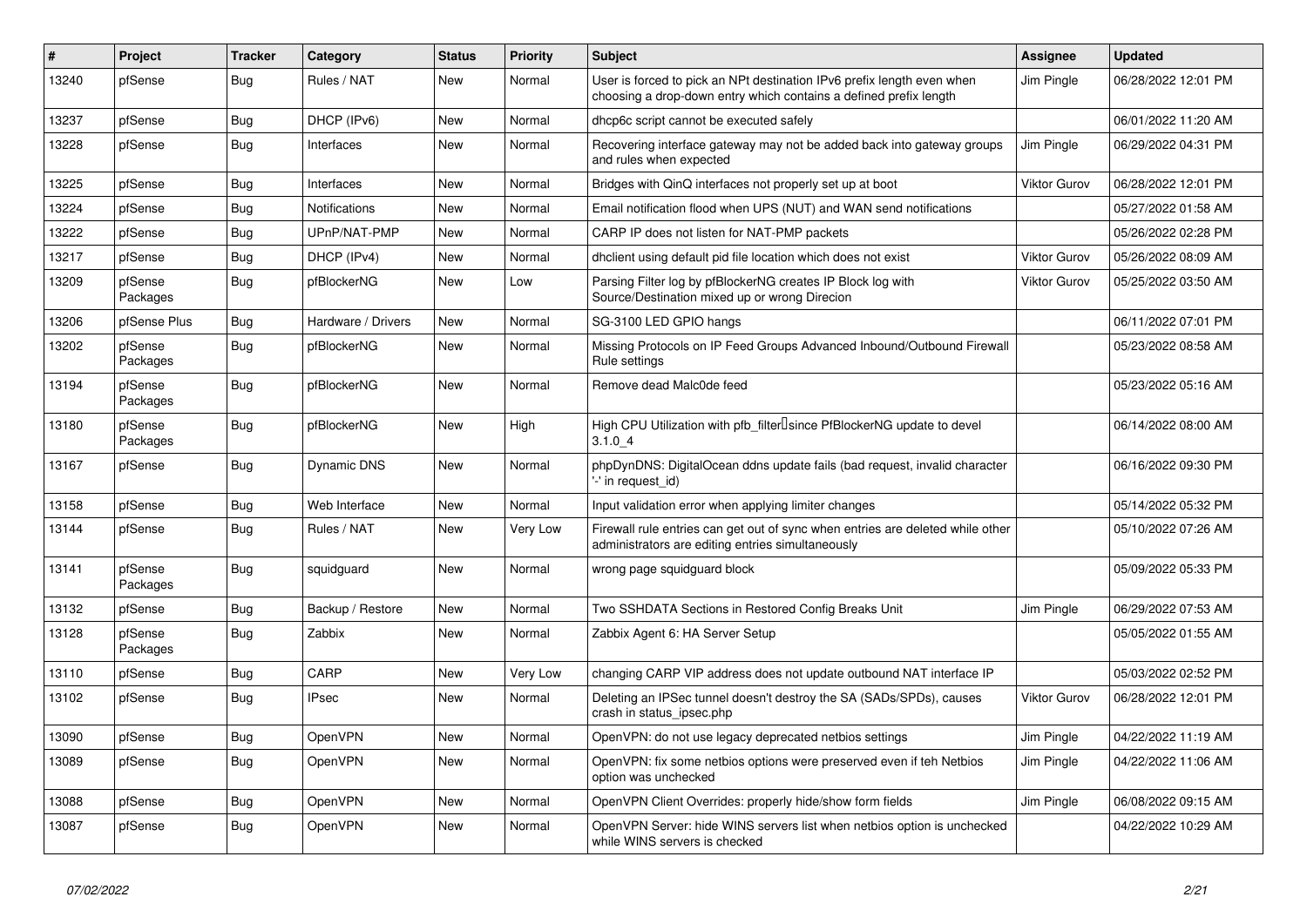| # | Project | Tracker | Category | Status | Priority | Subject | Assignee | Updated |
|---|---|---|---|---|---|---|---|---|
| 13240 | pfSense | Bug | Rules / NAT | New | Normal | User is forced to pick an NPt destination IPv6 prefix length even when choosing a drop-down entry which contains a defined prefix length | Jim Pingle | 06/28/2022 12:01 PM |
| 13237 | pfSense | Bug | DHCP (IPv6) | New | Normal | dhcp6c script cannot be executed safely | | 06/01/2022 11:20 AM |
| 13228 | pfSense | Bug | Interfaces | New | Normal | Recovering interface gateway may not be added back into gateway groups and rules when expected | Jim Pingle | 06/29/2022 04:31 PM |
| 13225 | pfSense | Bug | Interfaces | New | Normal | Bridges with QinQ interfaces not properly set up at boot | Viktor Gurov | 06/28/2022 12:01 PM |
| 13224 | pfSense | Bug | Notifications | New | Normal | Email notification flood when UPS (NUT) and WAN send notifications | | 05/27/2022 01:58 AM |
| 13222 | pfSense | Bug | UPnP/NAT-PMP | New | Normal | CARP IP does not listen for NAT-PMP packets | | 05/26/2022 02:28 PM |
| 13217 | pfSense | Bug | DHCP (IPv4) | New | Normal | dhclient using default pid file location which does not exist | Viktor Gurov | 05/26/2022 08:09 AM |
| 13209 | pfSense Packages | Bug | pfBlockerNG | New | Low | Parsing Filter log by pfBlockerNG creates IP Block log with Source/Destination mixed up or wrong Direcion | Viktor Gurov | 05/25/2022 03:50 AM |
| 13206 | pfSense Plus | Bug | Hardware / Drivers | New | Normal | SG-3100 LED GPIO hangs | | 06/11/2022 07:01 PM |
| 13202 | pfSense Packages | Bug | pfBlockerNG | New | Normal | Missing Protocols on IP Feed Groups Advanced Inbound/Outbound Firewall Rule settings | | 05/23/2022 08:58 AM |
| 13194 | pfSense Packages | Bug | pfBlockerNG | New | Normal | Remove dead Malc0de feed | | 05/23/2022 05:16 AM |
| 13180 | pfSense Packages | Bug | pfBlockerNG | New | High | High CPU Utilization with pfb_filter since PfBlockerNG update to devel 3.1.0_4 | | 06/14/2022 08:00 AM |
| 13167 | pfSense | Bug | Dynamic DNS | New | Normal | phpDynDNS: DigitalOcean ddns update fails (bad request, invalid character '-' in request_id) | | 06/16/2022 09:30 PM |
| 13158 | pfSense | Bug | Web Interface | New | Normal | Input validation error when applying limiter changes | | 05/14/2022 05:32 PM |
| 13144 | pfSense | Bug | Rules / NAT | New | Very Low | Firewall rule entries can get out of sync when entries are deleted while other administrators are editing entries simultaneously | | 05/10/2022 07:26 AM |
| 13141 | pfSense Packages | Bug | squidguard | New | Normal | wrong page squidguard block | | 05/09/2022 05:33 PM |
| 13132 | pfSense | Bug | Backup / Restore | New | Normal | Two SSHDATA Sections in Restored Config Breaks Unit | Jim Pingle | 06/29/2022 07:53 AM |
| 13128 | pfSense Packages | Bug | Zabbix | New | Normal | Zabbix Agent 6: HA Server Setup | | 05/05/2022 01:55 AM |
| 13110 | pfSense | Bug | CARP | New | Very Low | changing CARP VIP address does not update outbound NAT interface IP | | 05/03/2022 02:52 PM |
| 13102 | pfSense | Bug | IPsec | New | Normal | Deleting an IPSec tunnel doesn't destroy the SA (SADs/SPDs), causes crash in status_ipsec.php | Viktor Gurov | 06/28/2022 12:01 PM |
| 13090 | pfSense | Bug | OpenVPN | New | Normal | OpenVPN: do not use legacy deprecated netbios settings | Jim Pingle | 04/22/2022 11:19 AM |
| 13089 | pfSense | Bug | OpenVPN | New | Normal | OpenVPN: fix some netbios options were preserved even if teh Netbios option was unchecked | Jim Pingle | 04/22/2022 11:06 AM |
| 13088 | pfSense | Bug | OpenVPN | New | Normal | OpenVPN Client Overrides: properly hide/show form fields | Jim Pingle | 06/08/2022 09:15 AM |
| 13087 | pfSense | Bug | OpenVPN | New | Normal | OpenVPN Server: hide WINS servers list when netbios option is unchecked while WINS servers is checked | | 04/22/2022 10:29 AM |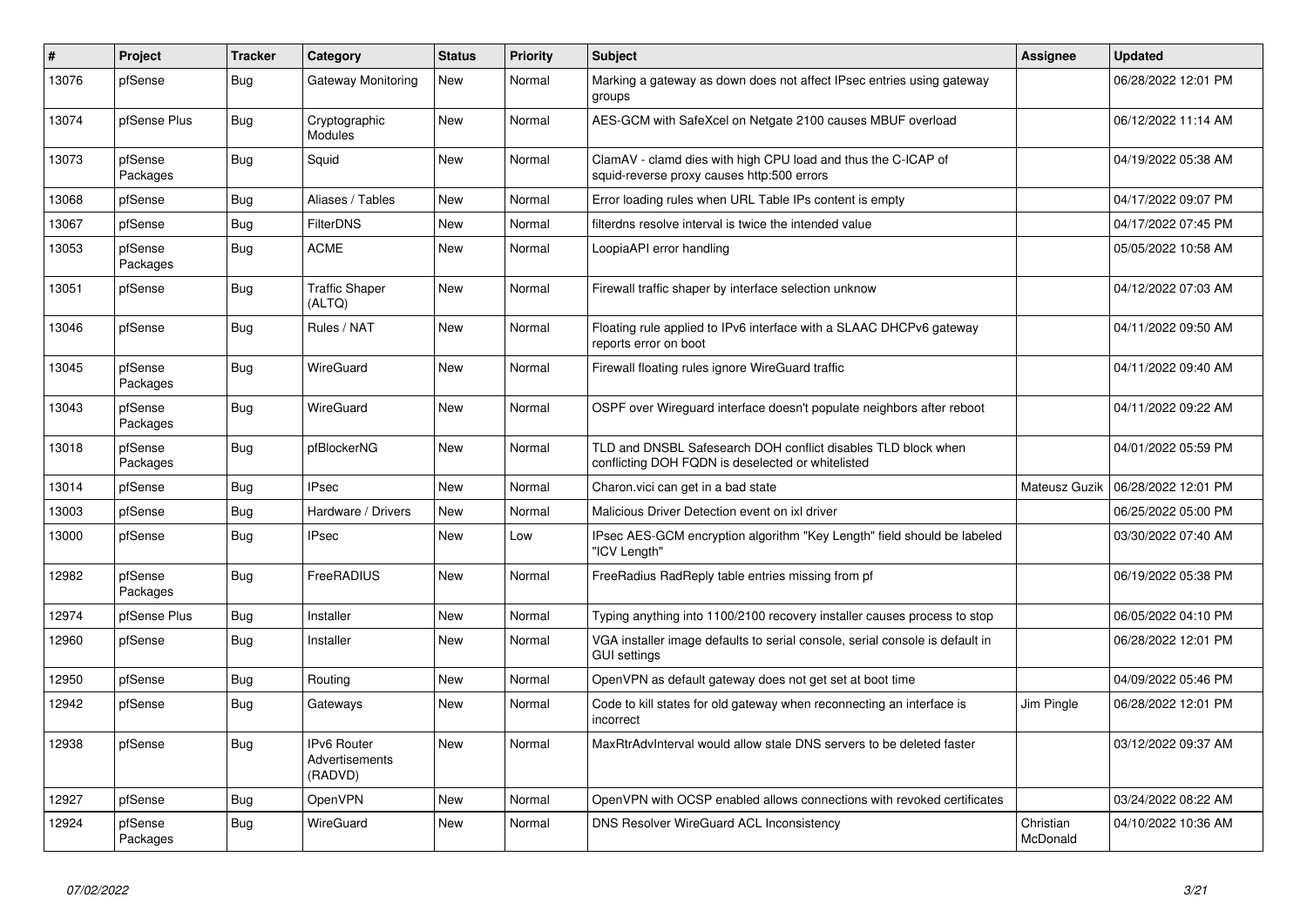| # | Project | Tracker | Category | Status | Priority | Subject | Assignee | Updated |
|---|---|---|---|---|---|---|---|---|
| 13076 | pfSense | Bug | Gateway Monitoring | New | Normal | Marking a gateway as down does not affect IPsec entries using gateway groups | | 06/28/2022 12:01 PM |
| 13074 | pfSense Plus | Bug | Cryptographic Modules | New | Normal | AES-GCM with SafeXcel on Netgate 2100 causes MBUF overload | | 06/12/2022 11:14 AM |
| 13073 | pfSense Packages | Bug | Squid | New | Normal | ClamAV - clamd dies with high CPU load and thus the C-ICAP of squid-reverse proxy causes http:500 errors | | 04/19/2022 05:38 AM |
| 13068 | pfSense | Bug | Aliases / Tables | New | Normal | Error loading rules when URL Table IPs content is empty | | 04/17/2022 09:07 PM |
| 13067 | pfSense | Bug | FilterDNS | New | Normal | filterdns resolve interval is twice the intended value | | 04/17/2022 07:45 PM |
| 13053 | pfSense Packages | Bug | ACME | New | Normal | LoopiaAPI error handling | | 05/05/2022 10:58 AM |
| 13051 | pfSense | Bug | Traffic Shaper (ALTQ) | New | Normal | Firewall traffic shaper by interface selection unknow | | 04/12/2022 07:03 AM |
| 13046 | pfSense | Bug | Rules / NAT | New | Normal | Floating rule applied to IPv6 interface with a SLAAC DHCPv6 gateway reports error on boot | | 04/11/2022 09:50 AM |
| 13045 | pfSense Packages | Bug | WireGuard | New | Normal | Firewall floating rules ignore WireGuard traffic | | 04/11/2022 09:40 AM |
| 13043 | pfSense Packages | Bug | WireGuard | New | Normal | OSPF over Wireguard interface doesn't populate neighbors after reboot | | 04/11/2022 09:22 AM |
| 13018 | pfSense Packages | Bug | pfBlockerNG | New | Normal | TLD and DNSBL Safesearch DOH conflict disables TLD block when conflicting DOH FQDN is deselected or whitelisted | | 04/01/2022 05:59 PM |
| 13014 | pfSense | Bug | IPsec | New | Normal | Charon.vici can get in a bad state | Mateusz Guzik | 06/28/2022 12:01 PM |
| 13003 | pfSense | Bug | Hardware / Drivers | New | Normal | Malicious Driver Detection event on ixl driver | | 06/25/2022 05:00 PM |
| 13000 | pfSense | Bug | IPsec | New | Low | IPsec AES-GCM encryption algorithm "Key Length" field should be labeled "ICV Length" | | 03/30/2022 07:40 AM |
| 12982 | pfSense Packages | Bug | FreeRADIUS | New | Normal | FreeRadius RadReply table entries missing from pf | | 06/19/2022 05:38 PM |
| 12974 | pfSense Plus | Bug | Installer | New | Normal | Typing anything into 1100/2100 recovery installer causes process to stop | | 06/05/2022 04:10 PM |
| 12960 | pfSense | Bug | Installer | New | Normal | VGA installer image defaults to serial console, serial console is default in GUI settings | | 06/28/2022 12:01 PM |
| 12950 | pfSense | Bug | Routing | New | Normal | OpenVPN as default gateway does not get set at boot time | | 04/09/2022 05:46 PM |
| 12942 | pfSense | Bug | Gateways | New | Normal | Code to kill states for old gateway when reconnecting an interface is incorrect | Jim Pingle | 06/28/2022 12:01 PM |
| 12938 | pfSense | Bug | IPv6 Router Advertisements (RADVD) | New | Normal | MaxRtrAdvInterval would allow stale DNS servers to be deleted faster | | 03/12/2022 09:37 AM |
| 12927 | pfSense | Bug | OpenVPN | New | Normal | OpenVPN with OCSP enabled allows connections with revoked certificates | | 03/24/2022 08:22 AM |
| 12924 | pfSense Packages | Bug | WireGuard | New | Normal | DNS Resolver WireGuard ACL Inconsistency | Christian McDonald | 04/10/2022 10:36 AM |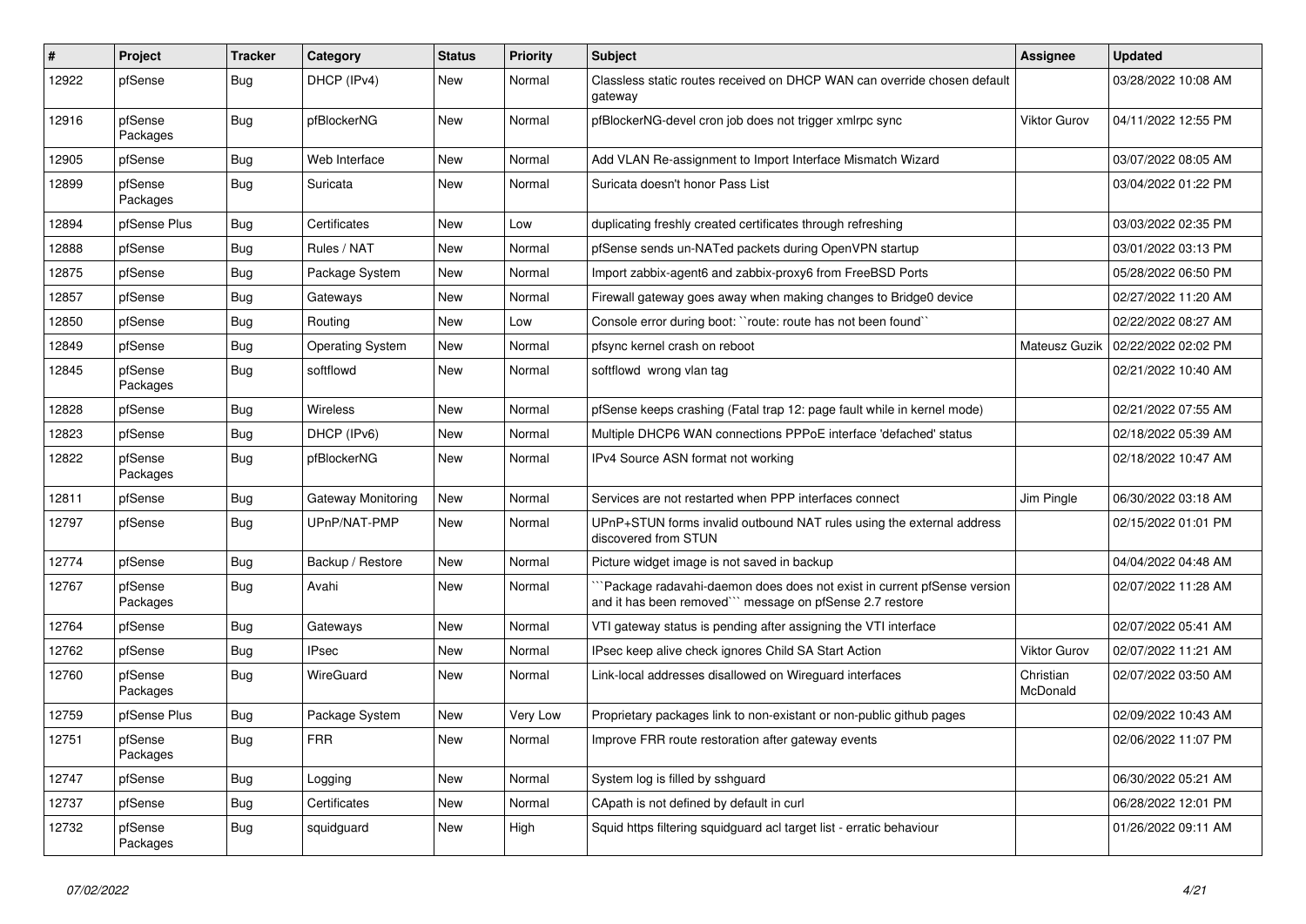| # | Project | Tracker | Category | Status | Priority | Subject | Assignee | Updated |
|---|---|---|---|---|---|---|---|---|
| 12922 | pfSense | Bug | DHCP (IPv4) | New | Normal | Classless static routes received on DHCP WAN can override chosen default gateway | | 03/28/2022 10:08 AM |
| 12916 | pfSense Packages | Bug | pfBlockerNG | New | Normal | pfBlockerNG-devel cron job does not trigger xmlrpc sync | Viktor Gurov | 04/11/2022 12:55 PM |
| 12905 | pfSense | Bug | Web Interface | New | Normal | Add VLAN Re-assignment to Import Interface Mismatch Wizard | | 03/07/2022 08:05 AM |
| 12899 | pfSense Packages | Bug | Suricata | New | Normal | Suricata doesn't honor Pass List | | 03/04/2022 01:22 PM |
| 12894 | pfSense Plus | Bug | Certificates | New | Low | duplicating freshly created certificates through refreshing | | 03/03/2022 02:35 PM |
| 12888 | pfSense | Bug | Rules / NAT | New | Normal | pfSense sends un-NATed packets during OpenVPN startup | | 03/01/2022 03:13 PM |
| 12875 | pfSense | Bug | Package System | New | Normal | Import zabbix-agent6 and zabbix-proxy6 from FreeBSD Ports | | 05/28/2022 06:50 PM |
| 12857 | pfSense | Bug | Gateways | New | Normal | Firewall gateway goes away when making changes to Bridge0 device | | 02/27/2022 11:20 AM |
| 12850 | pfSense | Bug | Routing | New | Low | Console error during boot: ``route: route has not been found`` | | 02/22/2022 08:27 AM |
| 12849 | pfSense | Bug | Operating System | New | Normal | pfsync kernel crash on reboot | Mateusz Guzik | 02/22/2022 02:02 PM |
| 12845 | pfSense Packages | Bug | softflowd | New | Normal | softflowd wrong vlan tag | | 02/21/2022 10:40 AM |
| 12828 | pfSense | Bug | Wireless | New | Normal | pfSense keeps crashing (Fatal trap 12: page fault while in kernel mode) | | 02/21/2022 07:55 AM |
| 12823 | pfSense | Bug | DHCP (IPv6) | New | Normal | Multiple DHCP6 WAN connections PPPoE interface 'defached' status | | 02/18/2022 05:39 AM |
| 12822 | pfSense Packages | Bug | pfBlockerNG | New | Normal | IPv4 Source ASN format not working | | 02/18/2022 10:47 AM |
| 12811 | pfSense | Bug | Gateway Monitoring | New | Normal | Services are not restarted when PPP interfaces connect | Jim Pingle | 06/30/2022 03:18 AM |
| 12797 | pfSense | Bug | UPnP/NAT-PMP | New | Normal | UPnP+STUN forms invalid outbound NAT rules using the external address discovered from STUN | | 02/15/2022 01:01 PM |
| 12774 | pfSense | Bug | Backup / Restore | New | Normal | Picture widget image is not saved in backup | | 04/04/2022 04:48 AM |
| 12767 | pfSense Packages | Bug | Avahi | New | Normal | ```Package radavahi-daemon does does not exist in current pfSense version and it has been removed``` message on pfSense 2.7 restore | | 02/07/2022 11:28 AM |
| 12764 | pfSense | Bug | Gateways | New | Normal | VTI gateway status is pending after assigning the VTI interface | | 02/07/2022 05:41 AM |
| 12762 | pfSense | Bug | IPsec | New | Normal | IPsec keep alive check ignores Child SA Start Action | Viktor Gurov | 02/07/2022 11:21 AM |
| 12760 | pfSense Packages | Bug | WireGuard | New | Normal | Link-local addresses disallowed on Wireguard interfaces | Christian McDonald | 02/07/2022 03:50 AM |
| 12759 | pfSense Plus | Bug | Package System | New | Very Low | Proprietary packages link to non-existant or non-public github pages | | 02/09/2022 10:43 AM |
| 12751 | pfSense Packages | Bug | FRR | New | Normal | Improve FRR route restoration after gateway events | | 02/06/2022 11:07 PM |
| 12747 | pfSense | Bug | Logging | New | Normal | System log is filled by sshguard | | 06/30/2022 05:21 AM |
| 12737 | pfSense | Bug | Certificates | New | Normal | CApath is not defined by default in curl | | 06/28/2022 12:01 PM |
| 12732 | pfSense Packages | Bug | squidguard | New | High | Squid https filtering squidguard acl target list - erratic behaviour | | 01/26/2022 09:11 AM |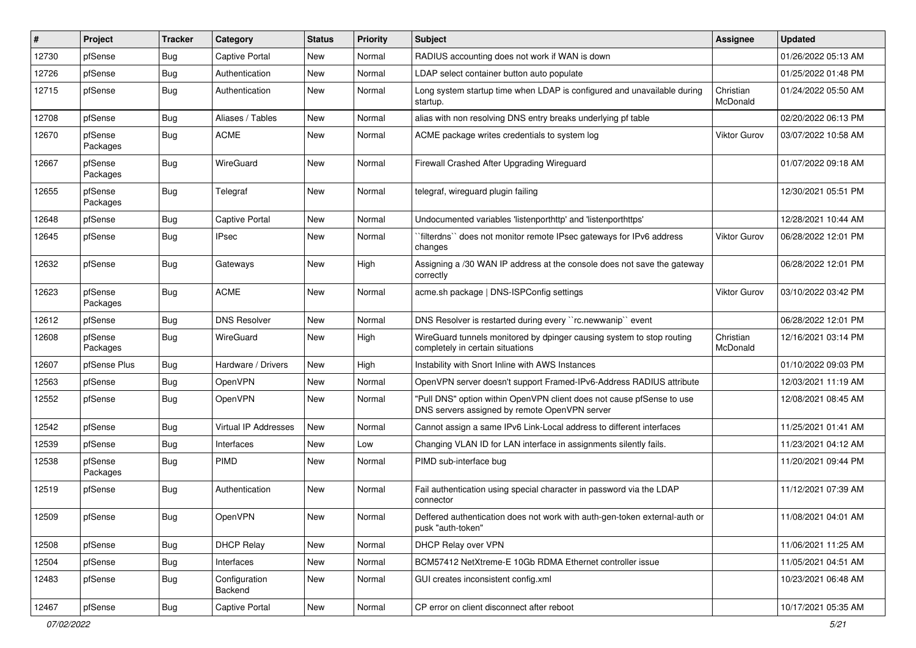| # | Project | Tracker | Category | Status | Priority | Subject | Assignee | Updated |
|---|---|---|---|---|---|---|---|---|
| 12730 | pfSense | Bug | Captive Portal | New | Normal | RADIUS accounting does not work if WAN is down | | 01/26/2022 05:13 AM |
| 12726 | pfSense | Bug | Authentication | New | Normal | LDAP select container button auto populate | | 01/25/2022 01:48 PM |
| 12715 | pfSense | Bug | Authentication | New | Normal | Long system startup time when LDAP is configured and unavailable during startup. | Christian McDonald | 01/24/2022 05:50 AM |
| 12708 | pfSense | Bug | Aliases / Tables | New | Normal | alias with non resolving DNS entry breaks underlying pf table | | 02/20/2022 06:13 PM |
| 12670 | pfSense Packages | Bug | ACME | New | Normal | ACME package writes credentials to system log | Viktor Gurov | 03/07/2022 10:58 AM |
| 12667 | pfSense Packages | Bug | WireGuard | New | Normal | Firewall Crashed After Upgrading Wireguard | | 01/07/2022 09:18 AM |
| 12655 | pfSense Packages | Bug | Telegraf | New | Normal | telegraf, wireguard plugin failing | | 12/30/2021 05:51 PM |
| 12648 | pfSense | Bug | Captive Portal | New | Normal | Undocumented variables 'listenporthttp' and 'listenporthttps' | | 12/28/2021 10:44 AM |
| 12645 | pfSense | Bug | IPsec | New | Normal | ``filterdns`` does not monitor remote IPsec gateways for IPv6 address changes | Viktor Gurov | 06/28/2022 12:01 PM |
| 12632 | pfSense | Bug | Gateways | New | High | Assigning a /30 WAN IP address at the console does not save the gateway correctly | | 06/28/2022 12:01 PM |
| 12623 | pfSense Packages | Bug | ACME | New | Normal | acme.sh package \| DNS-ISPConfig settings | Viktor Gurov | 03/10/2022 03:42 PM |
| 12612 | pfSense | Bug | DNS Resolver | New | Normal | DNS Resolver is restarted during every ``rc.newwanip`` event | | 06/28/2022 12:01 PM |
| 12608 | pfSense Packages | Bug | WireGuard | New | High | WireGuard tunnels monitored by dpinger causing system to stop routing completely in certain situations | Christian McDonald | 12/16/2021 03:14 PM |
| 12607 | pfSense Plus | Bug | Hardware / Drivers | New | High | Instability with Snort Inline with AWS Instances | | 01/10/2022 09:03 PM |
| 12563 | pfSense | Bug | OpenVPN | New | Normal | OpenVPN server doesn't support Framed-IPv6-Address RADIUS attribute | | 12/03/2021 11:19 AM |
| 12552 | pfSense | Bug | OpenVPN | New | Normal | "Pull DNS" option within OpenVPN client does not cause pfSense to use DNS servers assigned by remote OpenVPN server | | 12/08/2021 08:45 AM |
| 12542 | pfSense | Bug | Virtual IP Addresses | New | Normal | Cannot assign a same IPv6 Link-Local address to different interfaces | | 11/25/2021 01:41 AM |
| 12539 | pfSense | Bug | Interfaces | New | Low | Changing VLAN ID for LAN interface in assignments silently fails. | | 11/23/2021 04:12 AM |
| 12538 | pfSense Packages | Bug | PIMD | New | Normal | PIMD sub-interface bug | | 11/20/2021 09:44 PM |
| 12519 | pfSense | Bug | Authentication | New | Normal | Fail authentication using special character in password via the LDAP connector | | 11/12/2021 07:39 AM |
| 12509 | pfSense | Bug | OpenVPN | New | Normal | Deffered authentication does not work with auth-gen-token external-auth or pusk "auth-token" | | 11/08/2021 04:01 AM |
| 12508 | pfSense | Bug | DHCP Relay | New | Normal | DHCP Relay over VPN | | 11/06/2021 11:25 AM |
| 12504 | pfSense | Bug | Interfaces | New | Normal | BCM57412 NetXtreme-E 10Gb RDMA Ethernet controller issue | | 11/05/2021 04:51 AM |
| 12483 | pfSense | Bug | Configuration Backend | New | Normal | GUI creates inconsistent config.xml | | 10/23/2021 06:48 AM |
| 12467 | pfSense | Bug | Captive Portal | New | Normal | CP error on client disconnect after reboot | | 10/17/2021 05:35 AM |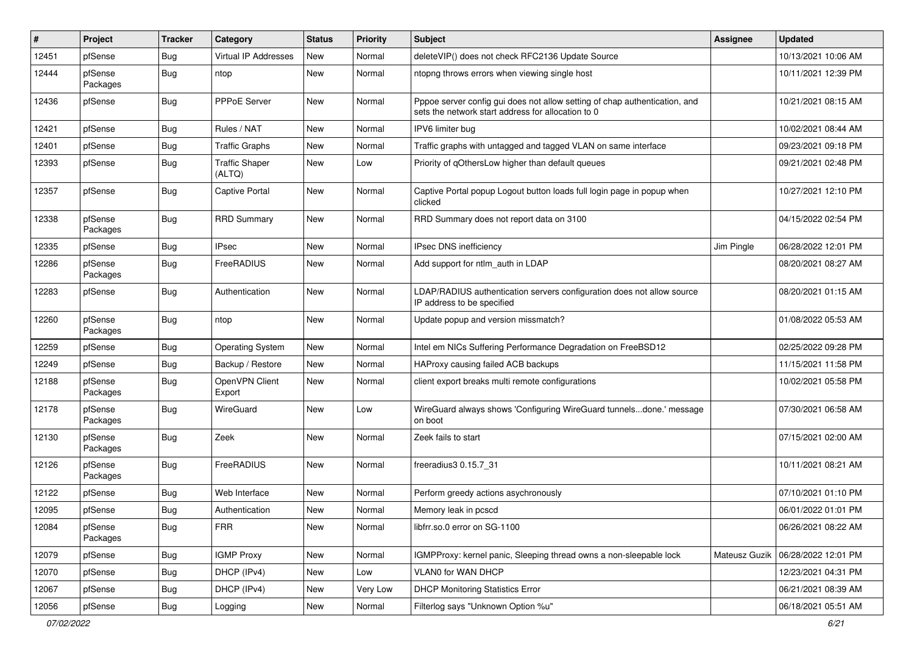| # | Project | Tracker | Category | Status | Priority | Subject | Assignee | Updated |
|---|---|---|---|---|---|---|---|---|
| 12451 | pfSense | Bug | Virtual IP Addresses | New | Normal | deleteVIP() does not check RFC2136 Update Source | | 10/13/2021 10:06 AM |
| 12444 | pfSense Packages | Bug | ntop | New | Normal | ntopng throws errors when viewing single host | | 10/11/2021 12:39 PM |
| 12436 | pfSense | Bug | PPPoE Server | New | Normal | Pppoe server config gui does not allow setting of chap authentication, and sets the network start address for allocation to 0 | | 10/21/2021 08:15 AM |
| 12421 | pfSense | Bug | Rules / NAT | New | Normal | IPV6 limiter bug | | 10/02/2021 08:44 AM |
| 12401 | pfSense | Bug | Traffic Graphs | New | Normal | Traffic graphs with untagged and tagged VLAN on same interface | | 09/23/2021 09:18 PM |
| 12393 | pfSense | Bug | Traffic Shaper (ALTQ) | New | Low | Priority of qOthersLow higher than default queues | | 09/21/2021 02:48 PM |
| 12357 | pfSense | Bug | Captive Portal | New | Normal | Captive Portal popup Logout button loads full login page in popup when clicked | | 10/27/2021 12:10 PM |
| 12338 | pfSense Packages | Bug | RRD Summary | New | Normal | RRD Summary does not report data on 3100 | | 04/15/2022 02:54 PM |
| 12335 | pfSense | Bug | IPsec | New | Normal | IPsec DNS inefficiency | Jim Pingle | 06/28/2022 12:01 PM |
| 12286 | pfSense Packages | Bug | FreeRADIUS | New | Normal | Add support for ntlm_auth in LDAP | | 08/20/2021 08:27 AM |
| 12283 | pfSense | Bug | Authentication | New | Normal | LDAP/RADIUS authentication servers configuration does not allow source IP address to be specified | | 08/20/2021 01:15 AM |
| 12260 | pfSense Packages | Bug | ntop | New | Normal | Update popup and version missmatch? | | 01/08/2022 05:53 AM |
| 12259 | pfSense | Bug | Operating System | New | Normal | Intel em NICs Suffering Performance Degradation on FreeBSD12 | | 02/25/2022 09:28 PM |
| 12249 | pfSense | Bug | Backup / Restore | New | Normal | HAProxy causing failed ACB backups | | 11/15/2021 11:58 PM |
| 12188 | pfSense Packages | Bug | OpenVPN Client Export | New | Normal | client export breaks multi remote configurations | | 10/02/2021 05:58 PM |
| 12178 | pfSense Packages | Bug | WireGuard | New | Low | WireGuard always shows 'Configuring WireGuard tunnels...done.' message on boot | | 07/30/2021 06:58 AM |
| 12130 | pfSense Packages | Bug | Zeek | New | Normal | Zeek fails to start | | 07/15/2021 02:00 AM |
| 12126 | pfSense Packages | Bug | FreeRADIUS | New | Normal | freeradius3 0.15.7_31 | | 10/11/2021 08:21 AM |
| 12122 | pfSense | Bug | Web Interface | New | Normal | Perform greedy actions asychronously | | 07/10/2021 01:10 PM |
| 12095 | pfSense | Bug | Authentication | New | Normal | Memory leak in pcscd | | 06/01/2022 01:01 PM |
| 12084 | pfSense Packages | Bug | FRR | New | Normal | libfrr.so.0 error on SG-1100 | | 06/26/2021 08:22 AM |
| 12079 | pfSense | Bug | IGMP Proxy | New | Normal | IGMPProxy: kernel panic, Sleeping thread owns a non-sleepable lock | Mateusz Guzik | 06/28/2022 12:01 PM |
| 12070 | pfSense | Bug | DHCP (IPv4) | New | Low | VLAN0 for WAN DHCP | | 12/23/2021 04:31 PM |
| 12067 | pfSense | Bug | DHCP (IPv4) | New | Very Low | DHCP Monitoring Statistics Error | | 06/21/2021 08:39 AM |
| 12056 | pfSense | Bug | Logging | New | Normal | Filterlog says "Unknown Option %u" | | 06/18/2021 05:51 AM |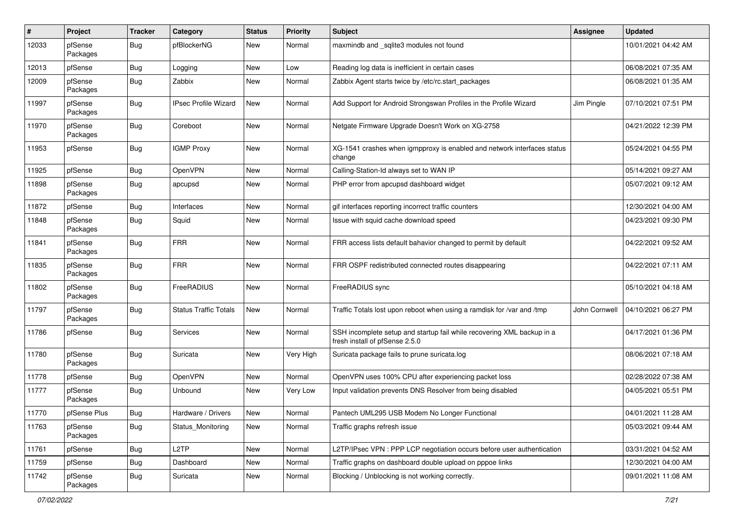| # | Project | Tracker | Category | Status | Priority | Subject | Assignee | Updated |
|---|---|---|---|---|---|---|---|---|
| 12033 | pfSense Packages | Bug | pfBlockerNG | New | Normal | maxmindb and _sqlite3 modules not found | | 10/01/2021 04:42 AM |
| 12013 | pfSense | Bug | Logging | New | Low | Reading log data is inefficient in certain cases | | 06/08/2021 07:35 AM |
| 12009 | pfSense Packages | Bug | Zabbix | New | Normal | Zabbix Agent starts twice by /etc/rc.start_packages | | 06/08/2021 01:35 AM |
| 11997 | pfSense Packages | Bug | IPsec Profile Wizard | New | Normal | Add Support for Android Strongswan Profiles in the Profile Wizard | Jim Pingle | 07/10/2021 07:51 PM |
| 11970 | pfSense Packages | Bug | Coreboot | New | Normal | Netgate Firmware Upgrade Doesn't Work on XG-2758 | | 04/21/2022 12:39 PM |
| 11953 | pfSense | Bug | IGMP Proxy | New | Normal | XG-1541 crashes when igmpproxy is enabled and network interfaces status change | | 05/24/2021 04:55 PM |
| 11925 | pfSense | Bug | OpenVPN | New | Normal | Calling-Station-Id always set to WAN IP | | 05/14/2021 09:27 AM |
| 11898 | pfSense Packages | Bug | apcupsd | New | Normal | PHP error from apcupsd dashboard widget | | 05/07/2021 09:12 AM |
| 11872 | pfSense | Bug | Interfaces | New | Normal | gif interfaces reporting incorrect traffic counters | | 12/30/2021 04:00 AM |
| 11848 | pfSense Packages | Bug | Squid | New | Normal | Issue with squid cache download speed | | 04/23/2021 09:30 PM |
| 11841 | pfSense Packages | Bug | FRR | New | Normal | FRR access lists default bahavior changed to permit by default | | 04/22/2021 09:52 AM |
| 11835 | pfSense Packages | Bug | FRR | New | Normal | FRR OSPF redistributed connected routes disappearing | | 04/22/2021 07:11 AM |
| 11802 | pfSense Packages | Bug | FreeRADIUS | New | Normal | FreeRADIUS sync | | 05/10/2021 04:18 AM |
| 11797 | pfSense Packages | Bug | Status Traffic Totals | New | Normal | Traffic Totals lost upon reboot when using a ramdisk for /var and /tmp | John Cornwell | 04/10/2021 06:27 PM |
| 11786 | pfSense | Bug | Services | New | Normal | SSH incomplete setup and startup fail while recovering XML backup in a fresh install of pfSense 2.5.0 | | 04/17/2021 01:36 PM |
| 11780 | pfSense Packages | Bug | Suricata | New | Very High | Suricata package fails to prune suricata.log | | 08/06/2021 07:18 AM |
| 11778 | pfSense | Bug | OpenVPN | New | Normal | OpenVPN uses 100% CPU after experiencing packet loss | | 02/28/2022 07:38 AM |
| 11777 | pfSense Packages | Bug | Unbound | New | Very Low | Input validation prevents DNS Resolver from being disabled | | 04/05/2021 05:51 PM |
| 11770 | pfSense Plus | Bug | Hardware / Drivers | New | Normal | Pantech UML295 USB Modem No Longer Functional | | 04/01/2021 11:28 AM |
| 11763 | pfSense Packages | Bug | Status_Monitoring | New | Normal | Traffic graphs refresh issue | | 05/03/2021 09:44 AM |
| 11761 | pfSense | Bug | L2TP | New | Normal | L2TP/IPsec VPN : PPP LCP negotiation occurs before user authentication | | 03/31/2021 04:52 AM |
| 11759 | pfSense | Bug | Dashboard | New | Normal | Traffic graphs on dashboard double upload on pppoe links | | 12/30/2021 04:00 AM |
| 11742 | pfSense Packages | Bug | Suricata | New | Normal | Blocking / Unblocking is not working correctly. | | 09/01/2021 11:08 AM |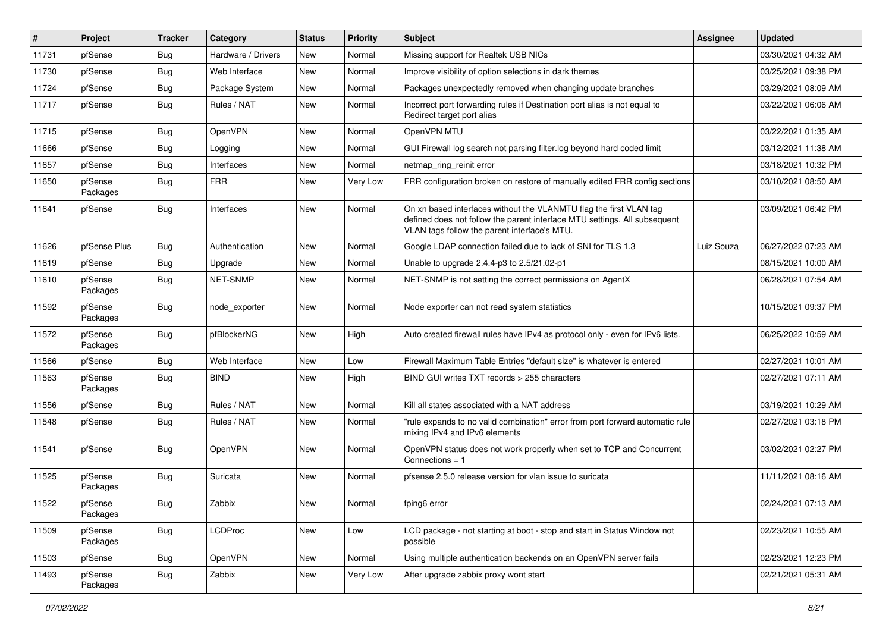| # | Project | Tracker | Category | Status | Priority | Subject | Assignee | Updated |
|---|---|---|---|---|---|---|---|---|
| 11731 | pfSense | Bug | Hardware / Drivers | New | Normal | Missing support for Realtek USB NICs | | 03/30/2021 04:32 AM |
| 11730 | pfSense | Bug | Web Interface | New | Normal | Improve visibility of option selections in dark themes | | 03/25/2021 09:38 PM |
| 11724 | pfSense | Bug | Package System | New | Normal | Packages unexpectedly removed when changing update branches | | 03/29/2021 08:09 AM |
| 11717 | pfSense | Bug | Rules / NAT | New | Normal | Incorrect port forwarding rules if Destination port alias is not equal to Redirect target port alias | | 03/22/2021 06:06 AM |
| 11715 | pfSense | Bug | OpenVPN | New | Normal | OpenVPN MTU | | 03/22/2021 01:35 AM |
| 11666 | pfSense | Bug | Logging | New | Normal | GUI Firewall log search not parsing filter.log beyond hard coded limit | | 03/12/2021 11:38 AM |
| 11657 | pfSense | Bug | Interfaces | New | Normal | netmap_ring_reinit error | | 03/18/2021 10:32 PM |
| 11650 | pfSense Packages | Bug | FRR | New | Very Low | FRR configuration broken on restore of manually edited FRR config sections | | 03/10/2021 08:50 AM |
| 11641 | pfSense | Bug | Interfaces | New | Normal | On xn based interfaces without the VLANMTU flag the first VLAN tag defined does not follow the parent interface MTU settings. All subsequent VLAN tags follow the parent interface's MTU. | | 03/09/2021 06:42 PM |
| 11626 | pfSense Plus | Bug | Authentication | New | Normal | Google LDAP connection failed due to lack of SNI for TLS 1.3 | Luiz Souza | 06/27/2022 07:23 AM |
| 11619 | pfSense | Bug | Upgrade | New | Normal | Unable to upgrade 2.4.4-p3 to 2.5/21.02-p1 | | 08/15/2021 10:00 AM |
| 11610 | pfSense Packages | Bug | NET-SNMP | New | Normal | NET-SNMP is not setting the correct permissions on AgentX | | 06/28/2021 07:54 AM |
| 11592 | pfSense Packages | Bug | node_exporter | New | Normal | Node exporter can not read system statistics | | 10/15/2021 09:37 PM |
| 11572 | pfSense Packages | Bug | pfBlockerNG | New | High | Auto created firewall rules have IPv4 as protocol only - even for IPv6 lists. | | 06/25/2022 10:59 AM |
| 11566 | pfSense | Bug | Web Interface | New | Low | Firewall Maximum Table Entries "default size" is whatever is entered | | 02/27/2021 10:01 AM |
| 11563 | pfSense Packages | Bug | BIND | New | High | BIND GUI writes TXT records > 255 characters | | 02/27/2021 07:11 AM |
| 11556 | pfSense | Bug | Rules / NAT | New | Normal | Kill all states associated with a NAT address | | 03/19/2021 10:29 AM |
| 11548 | pfSense | Bug | Rules / NAT | New | Normal | "rule expands to no valid combination" error from port forward automatic rule mixing IPv4 and IPv6 elements | | 02/27/2021 03:18 PM |
| 11541 | pfSense | Bug | OpenVPN | New | Normal | OpenVPN status does not work properly when set to TCP and Concurrent Connections = 1 | | 03/02/2021 02:27 PM |
| 11525 | pfSense Packages | Bug | Suricata | New | Normal | pfsense 2.5.0 release version for vlan issue to suricata | | 11/11/2021 08:16 AM |
| 11522 | pfSense Packages | Bug | Zabbix | New | Normal | fping6 error | | 02/24/2021 07:13 AM |
| 11509 | pfSense Packages | Bug | LCDProc | New | Low | LCD package - not starting at boot - stop and start in Status Window not possible | | 02/23/2021 10:55 AM |
| 11503 | pfSense | Bug | OpenVPN | New | Normal | Using multiple authentication backends on an OpenVPN server fails | | 02/23/2021 12:23 PM |
| 11493 | pfSense Packages | Bug | Zabbix | New | Very Low | After upgrade zabbix proxy wont start | | 02/21/2021 05:31 AM |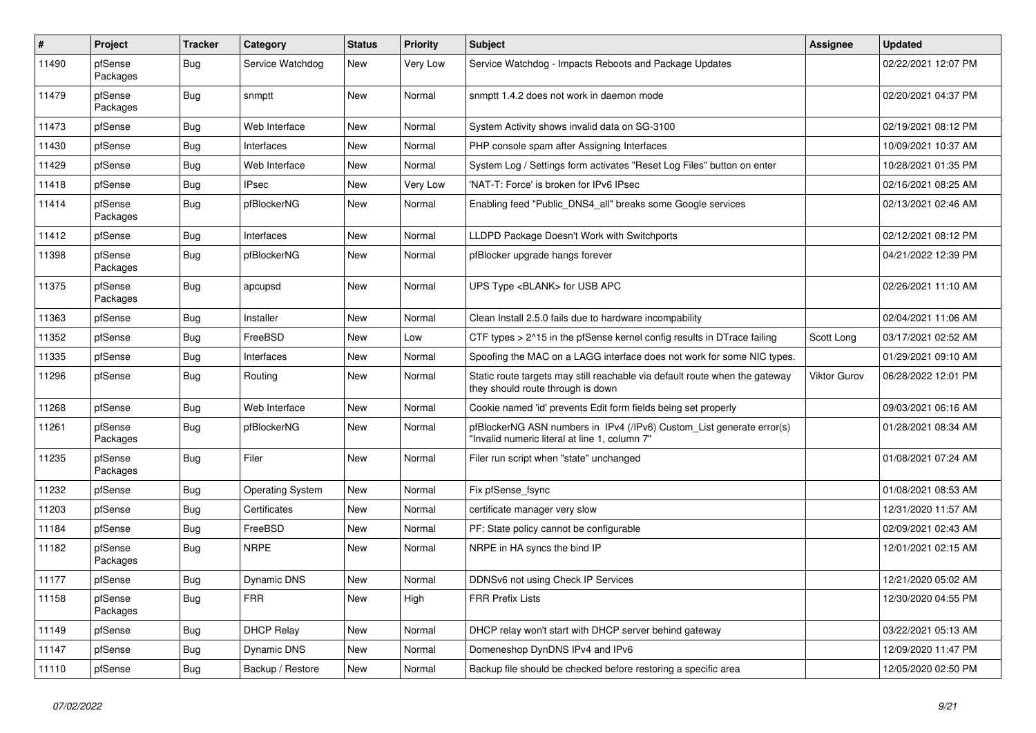| # | Project | Tracker | Category | Status | Priority | Subject | Assignee | Updated |
|---|---|---|---|---|---|---|---|---|
| 11490 | pfSense Packages | Bug | Service Watchdog | New | Very Low | Service Watchdog - Impacts Reboots and Package Updates | | 02/22/2021 12:07 PM |
| 11479 | pfSense Packages | Bug | snmptt | New | Normal | snmptt 1.4.2 does not work in daemon mode | | 02/20/2021 04:37 PM |
| 11473 | pfSense | Bug | Web Interface | New | Normal | System Activity shows invalid data on SG-3100 | | 02/19/2021 08:12 PM |
| 11430 | pfSense | Bug | Interfaces | New | Normal | PHP console spam after Assigning Interfaces | | 10/09/2021 10:37 AM |
| 11429 | pfSense | Bug | Web Interface | New | Normal | System Log / Settings form activates "Reset Log Files" button on enter | | 10/28/2021 01:35 PM |
| 11418 | pfSense | Bug | IPsec | New | Very Low | 'NAT-T: Force' is broken for IPv6 IPsec | | 02/16/2021 08:25 AM |
| 11414 | pfSense Packages | Bug | pfBlockerNG | New | Normal | Enabling feed "Public_DNS4_all" breaks some Google services | | 02/13/2021 02:46 AM |
| 11412 | pfSense | Bug | Interfaces | New | Normal | LLDPD Package Doesn't Work with Switchports | | 02/12/2021 08:12 PM |
| 11398 | pfSense Packages | Bug | pfBlockerNG | New | Normal | pfBlocker upgrade hangs forever | | 04/21/2022 12:39 PM |
| 11375 | pfSense Packages | Bug | apcupsd | New | Normal | UPS Type <BLANK> for USB APC | | 02/26/2021 11:10 AM |
| 11363 | pfSense | Bug | Installer | New | Normal | Clean Install 2.5.0 fails due to hardware incompatibility | | 02/04/2021 11:06 AM |
| 11352 | pfSense | Bug | FreeBSD | New | Low | CTF types > 2^15 in the pfSense kernel config results in DTrace failing | Scott Long | 03/17/2021 02:52 AM |
| 11335 | pfSense | Bug | Interfaces | New | Normal | Spoofing the MAC on a LAGG interface does not work for some NIC types. | | 01/29/2021 09:10 AM |
| 11296 | pfSense | Bug | Routing | New | Normal | Static route targets may still reachable via default route when the gateway they should route through is down | Viktor Gurov | 06/28/2022 12:01 PM |
| 11268 | pfSense | Bug | Web Interface | New | Normal | Cookie named 'id' prevents Edit form fields being set properly | | 09/03/2021 06:16 AM |
| 11261 | pfSense Packages | Bug | pfBlockerNG | New | Normal | pfBlockerNG ASN numbers in IPv4 (/IPv6) Custom_List generate error(s) "Invalid numeric literal at line 1, column 7" | | 01/28/2021 08:34 AM |
| 11235 | pfSense Packages | Bug | Filer | New | Normal | Filer run script when "state" unchanged | | 01/08/2021 07:24 AM |
| 11232 | pfSense | Bug | Operating System | New | Normal | Fix pfSense_fsync | | 01/08/2021 08:53 AM |
| 11203 | pfSense | Bug | Certificates | New | Normal | certificate manager very slow | | 12/31/2020 11:57 AM |
| 11184 | pfSense | Bug | FreeBSD | New | Normal | PF: State policy cannot be configurable | | 02/09/2021 02:43 AM |
| 11182 | pfSense Packages | Bug | NRPE | New | Normal | NRPE in HA syncs the bind IP | | 12/01/2021 02:15 AM |
| 11177 | pfSense | Bug | Dynamic DNS | New | Normal | DDNSv6 not using Check IP Services | | 12/21/2020 05:02 AM |
| 11158 | pfSense Packages | Bug | FRR | New | High | FRR Prefix Lists | | 12/30/2020 04:55 PM |
| 11149 | pfSense | Bug | DHCP Relay | New | Normal | DHCP relay won't start with DHCP server behind gateway | | 03/22/2021 05:13 AM |
| 11147 | pfSense | Bug | Dynamic DNS | New | Normal | Domeneshop DynDNS IPv4 and IPv6 | | 12/09/2020 11:47 PM |
| 11110 | pfSense | Bug | Backup / Restore | New | Normal | Backup file should be checked before restoring a specific area | | 12/05/2020 02:50 PM |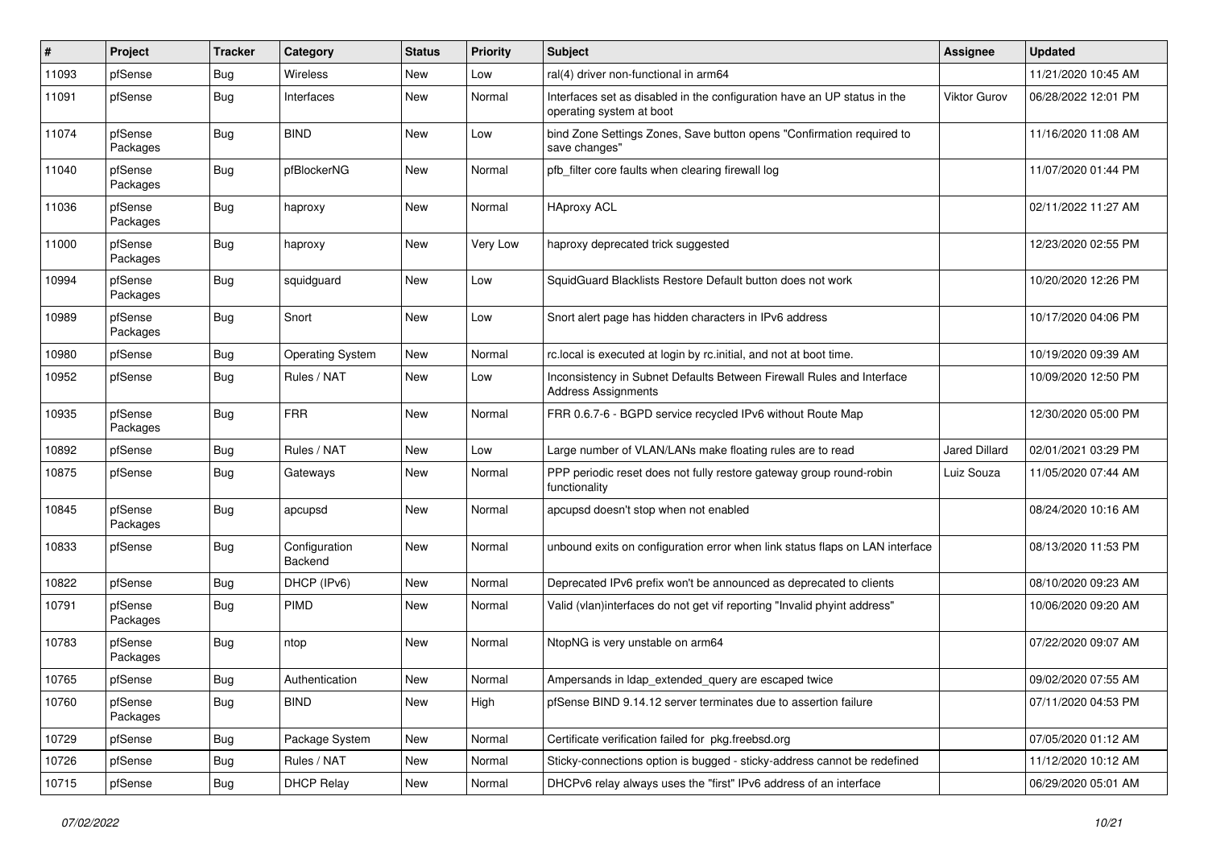| # | Project | Tracker | Category | Status | Priority | Subject | Assignee | Updated |
|---|---|---|---|---|---|---|---|---|
| 11093 | pfSense | Bug | Wireless | New | Low | ral(4) driver non-functional in arm64 | | 11/21/2020 10:45 AM |
| 11091 | pfSense | Bug | Interfaces | New | Normal | Interfaces set as disabled in the configuration have an UP status in the operating system at boot | Viktor Gurov | 06/28/2022 12:01 PM |
| 11074 | pfSense Packages | Bug | BIND | New | Low | bind Zone Settings Zones, Save button opens "Confirmation required to save changes" | | 11/16/2020 11:08 AM |
| 11040 | pfSense Packages | Bug | pfBlockerNG | New | Normal | pfb_filter core faults when clearing firewall log | | 11/07/2020 01:44 PM |
| 11036 | pfSense Packages | Bug | haproxy | New | Normal | HAproxy ACL | | 02/11/2022 11:27 AM |
| 11000 | pfSense Packages | Bug | haproxy | New | Very Low | haproxy deprecated trick suggested | | 12/23/2020 02:55 PM |
| 10994 | pfSense Packages | Bug | squidguard | New | Low | SquidGuard Blacklists Restore Default button does not work | | 10/20/2020 12:26 PM |
| 10989 | pfSense Packages | Bug | Snort | New | Low | Snort alert page has hidden characters in IPv6 address | | 10/17/2020 04:06 PM |
| 10980 | pfSense | Bug | Operating System | New | Normal | rc.local is executed at login by rc.initial, and not at boot time. | | 10/19/2020 09:39 AM |
| 10952 | pfSense | Bug | Rules / NAT | New | Low | Inconsistency in Subnet Defaults Between Firewall Rules and Interface Address Assignments | | 10/09/2020 12:50 PM |
| 10935 | pfSense Packages | Bug | FRR | New | Normal | FRR 0.6.7-6 - BGPD service recycled IPv6 without Route Map | | 12/30/2020 05:00 PM |
| 10892 | pfSense | Bug | Rules / NAT | New | Low | Large number of VLAN/LANs make floating rules are to read | Jared Dillard | 02/01/2021 03:29 PM |
| 10875 | pfSense | Bug | Gateways | New | Normal | PPP periodic reset does not fully restore gateway group round-robin functionality | Luiz Souza | 11/05/2020 07:44 AM |
| 10845 | pfSense Packages | Bug | apcupsd | New | Normal | apcupsd doesn't stop when not enabled | | 08/24/2020 10:16 AM |
| 10833 | pfSense | Bug | Configuration Backend | New | Normal | unbound exits on configuration error when link status flaps on LAN interface | | 08/13/2020 11:53 PM |
| 10822 | pfSense | Bug | DHCP (IPv6) | New | Normal | Deprecated IPv6 prefix won't be announced as deprecated to clients | | 08/10/2020 09:23 AM |
| 10791 | pfSense Packages | Bug | PIMD | New | Normal | Valid (vlan)interfaces do not get vif reporting "Invalid phyint address" | | 10/06/2020 09:20 AM |
| 10783 | pfSense Packages | Bug | ntop | New | Normal | NtopNG is very unstable on arm64 | | 07/22/2020 09:07 AM |
| 10765 | pfSense | Bug | Authentication | New | Normal | Ampersands in ldap_extended_query are escaped twice | | 09/02/2020 07:55 AM |
| 10760 | pfSense Packages | Bug | BIND | New | High | pfSense BIND 9.14.12 server terminates due to assertion failure | | 07/11/2020 04:53 PM |
| 10729 | pfSense | Bug | Package System | New | Normal | Certificate verification failed for pkg.freebsd.org | | 07/05/2020 01:12 AM |
| 10726 | pfSense | Bug | Rules / NAT | New | Normal | Sticky-connections option is bugged - sticky-address cannot be redefined | | 11/12/2020 10:12 AM |
| 10715 | pfSense | Bug | DHCP Relay | New | Normal | DHCPv6 relay always uses the "first" IPv6 address of an interface | | 06/29/2020 05:01 AM |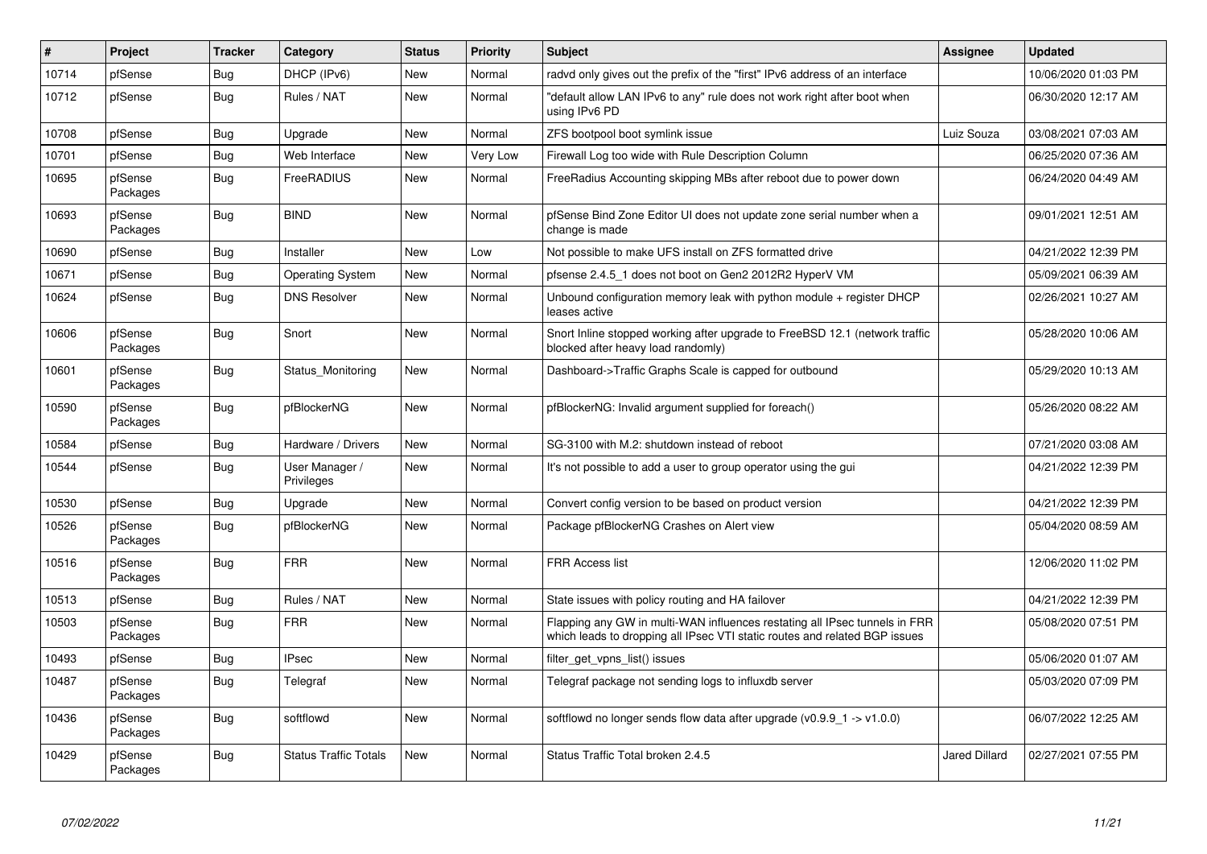| # | Project | Tracker | Category | Status | Priority | Subject | Assignee | Updated |
|---|---|---|---|---|---|---|---|---|
| 10714 | pfSense | Bug | DHCP (IPv6) | New | Normal | radvd only gives out the prefix of the "first" IPv6 address of an interface | | 10/06/2020 01:03 PM |
| 10712 | pfSense | Bug | Rules / NAT | New | Normal | "default allow LAN IPv6 to any" rule does not work right after boot when using IPv6 PD | | 06/30/2020 12:17 AM |
| 10708 | pfSense | Bug | Upgrade | New | Normal | ZFS bootpool boot symlink issue | Luiz Souza | 03/08/2021 07:03 AM |
| 10701 | pfSense | Bug | Web Interface | New | Very Low | Firewall Log too wide with Rule Description Column | | 06/25/2020 07:36 AM |
| 10695 | pfSense Packages | Bug | FreeRADIUS | New | Normal | FreeRadius Accounting skipping MBs after reboot due to power down | | 06/24/2020 04:49 AM |
| 10693 | pfSense Packages | Bug | BIND | New | Normal | pfSense Bind Zone Editor UI does not update zone serial number when a change is made | | 09/01/2021 12:51 AM |
| 10690 | pfSense | Bug | Installer | New | Low | Not possible to make UFS install on ZFS formatted drive | | 04/21/2022 12:39 PM |
| 10671 | pfSense | Bug | Operating System | New | Normal | pfsense 2.4.5_1 does not boot on Gen2 2012R2 HyperV VM | | 05/09/2021 06:39 AM |
| 10624 | pfSense | Bug | DNS Resolver | New | Normal | Unbound configuration memory leak with python module + register DHCP leases active | | 02/26/2021 10:27 AM |
| 10606 | pfSense Packages | Bug | Snort | New | Normal | Snort Inline stopped working after upgrade to FreeBSD 12.1 (network traffic blocked after heavy load randomly) | | 05/28/2020 10:06 AM |
| 10601 | pfSense Packages | Bug | Status_Monitoring | New | Normal | Dashboard->Traffic Graphs Scale is capped for outbound | | 05/29/2020 10:13 AM |
| 10590 | pfSense Packages | Bug | pfBlockerNG | New | Normal | pfBlockerNG: Invalid argument supplied for foreach() | | 05/26/2020 08:22 AM |
| 10584 | pfSense | Bug | Hardware / Drivers | New | Normal | SG-3100 with M.2: shutdown instead of reboot | | 07/21/2020 03:08 AM |
| 10544 | pfSense | Bug | User Manager / Privileges | New | Normal | It's not possible to add a user to group operator using the gui | | 04/21/2022 12:39 PM |
| 10530 | pfSense | Bug | Upgrade | New | Normal | Convert config version to be based on product version | | 04/21/2022 12:39 PM |
| 10526 | pfSense Packages | Bug | pfBlockerNG | New | Normal | Package pfBlockerNG Crashes on Alert view | | 05/04/2020 08:59 AM |
| 10516 | pfSense Packages | Bug | FRR | New | Normal | FRR Access list | | 12/06/2020 11:02 PM |
| 10513 | pfSense | Bug | Rules / NAT | New | Normal | State issues with policy routing and HA failover | | 04/21/2022 12:39 PM |
| 10503 | pfSense Packages | Bug | FRR | New | Normal | Flapping any GW in multi-WAN influences restating all IPsec tunnels in FRR which leads to dropping all IPsec VTI static routes and related BGP issues | | 05/08/2020 07:51 PM |
| 10493 | pfSense | Bug | IPsec | New | Normal | filter_get_vpns_list() issues | | 05/06/2020 01:07 AM |
| 10487 | pfSense Packages | Bug | Telegraf | New | Normal | Telegraf package not sending logs to influxdb server | | 05/03/2020 07:09 PM |
| 10436 | pfSense Packages | Bug | softflowd | New | Normal | softflowd no longer sends flow data after upgrade (v0.9.9_1 -> v1.0.0) | | 06/07/2022 12:25 AM |
| 10429 | pfSense Packages | Bug | Status Traffic Totals | New | Normal | Status Traffic Total broken 2.4.5 | Jared Dillard | 02/27/2021 07:55 PM |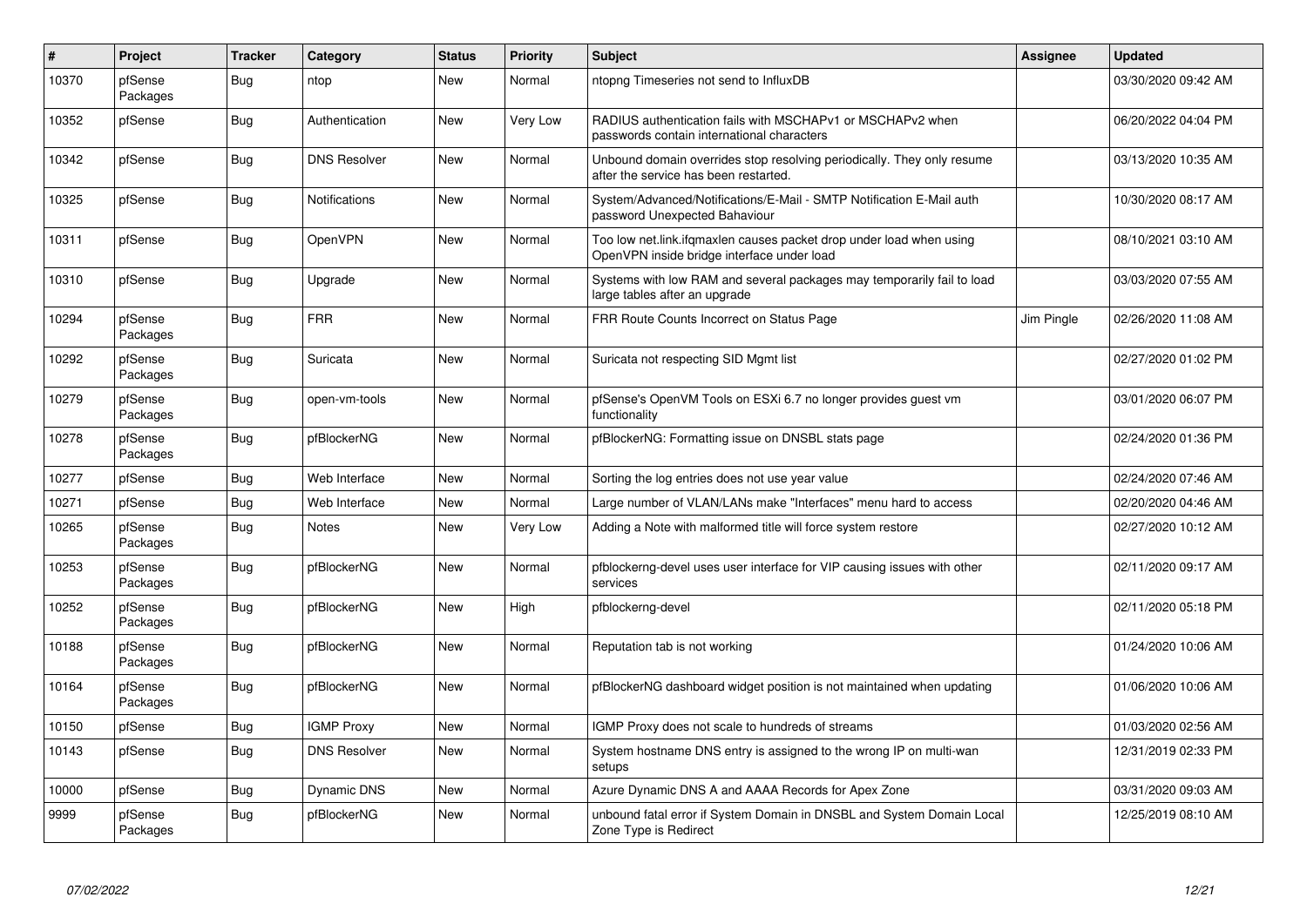| # | Project | Tracker | Category | Status | Priority | Subject | Assignee | Updated |
|---|---|---|---|---|---|---|---|---|
| 10370 | pfSense Packages | Bug | ntop | New | Normal | ntopng Timeseries not send to InfluxDB | | 03/30/2020 09:42 AM |
| 10352 | pfSense | Bug | Authentication | New | Very Low | RADIUS authentication fails with MSCHAPv1 or MSCHAPv2 when passwords contain international characters | | 06/20/2022 04:04 PM |
| 10342 | pfSense | Bug | DNS Resolver | New | Normal | Unbound domain overrides stop resolving periodically. They only resume after the service has been restarted. | | 03/13/2020 10:35 AM |
| 10325 | pfSense | Bug | Notifications | New | Normal | System/Advanced/Notifications/E-Mail - SMTP Notification E-Mail auth password Unexpected Bahaviour | | 10/30/2020 08:17 AM |
| 10311 | pfSense | Bug | OpenVPN | New | Normal | Too low net.link.ifqmaxlen causes packet drop under load when using OpenVPN inside bridge interface under load | | 08/10/2021 03:10 AM |
| 10310 | pfSense | Bug | Upgrade | New | Normal | Systems with low RAM and several packages may temporarily fail to load large tables after an upgrade | | 03/03/2020 07:55 AM |
| 10294 | pfSense Packages | Bug | FRR | New | Normal | FRR Route Counts Incorrect on Status Page | Jim Pingle | 02/26/2020 11:08 AM |
| 10292 | pfSense Packages | Bug | Suricata | New | Normal | Suricata not respecting SID Mgmt list | | 02/27/2020 01:02 PM |
| 10279 | pfSense Packages | Bug | open-vm-tools | New | Normal | pfSense's OpenVM Tools on ESXi 6.7 no longer provides guest vm functionality | | 03/01/2020 06:07 PM |
| 10278 | pfSense Packages | Bug | pfBlockerNG | New | Normal | pfBlockerNG: Formatting issue on DNSBL stats page | | 02/24/2020 01:36 PM |
| 10277 | pfSense | Bug | Web Interface | New | Normal | Sorting the log entries does not use year value | | 02/24/2020 07:46 AM |
| 10271 | pfSense | Bug | Web Interface | New | Normal | Large number of VLAN/LANs make "Interfaces" menu hard to access | | 02/20/2020 04:46 AM |
| 10265 | pfSense Packages | Bug | Notes | New | Very Low | Adding a Note with malformed title will force system restore | | 02/27/2020 10:12 AM |
| 10253 | pfSense Packages | Bug | pfBlockerNG | New | Normal | pfblockerng-devel uses user interface for VIP causing issues with other services | | 02/11/2020 09:17 AM |
| 10252 | pfSense Packages | Bug | pfBlockerNG | New | High | pfblockerng-devel | | 02/11/2020 05:18 PM |
| 10188 | pfSense Packages | Bug | pfBlockerNG | New | Normal | Reputation tab is not working | | 01/24/2020 10:06 AM |
| 10164 | pfSense Packages | Bug | pfBlockerNG | New | Normal | pfBlockerNG dashboard widget position is not maintained when updating | | 01/06/2020 10:06 AM |
| 10150 | pfSense | Bug | IGMP Proxy | New | Normal | IGMP Proxy does not scale to hundreds of streams | | 01/03/2020 02:56 AM |
| 10143 | pfSense | Bug | DNS Resolver | New | Normal | System hostname DNS entry is assigned to the wrong IP on multi-wan setups | | 12/31/2019 02:33 PM |
| 10000 | pfSense | Bug | Dynamic DNS | New | Normal | Azure Dynamic DNS A and AAAA Records for Apex Zone | | 03/31/2020 09:03 AM |
| 9999 | pfSense Packages | Bug | pfBlockerNG | New | Normal | unbound fatal error if System Domain in DNSBL and System Domain Local Zone Type is Redirect | | 12/25/2019 08:10 AM |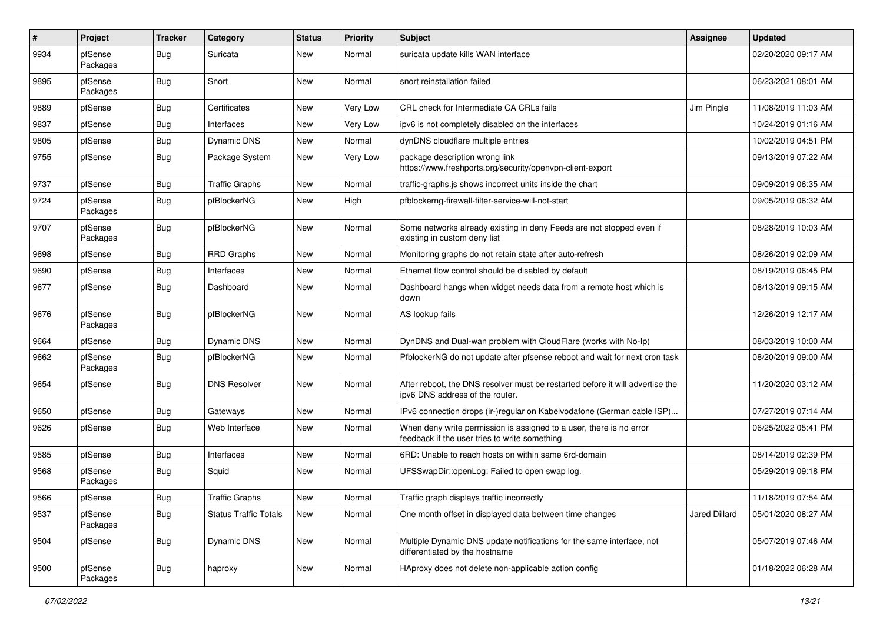| # | Project | Tracker | Category | Status | Priority | Subject | Assignee | Updated |
|---|---|---|---|---|---|---|---|---|
| 9934 | pfSense Packages | Bug | Suricata | New | Normal | suricata update kills WAN interface | | 02/20/2020 09:17 AM |
| 9895 | pfSense Packages | Bug | Snort | New | Normal | snort reinstallation failed | | 06/23/2021 08:01 AM |
| 9889 | pfSense | Bug | Certificates | New | Very Low | CRL check for Intermediate CA CRLs fails | Jim Pingle | 11/08/2019 11:03 AM |
| 9837 | pfSense | Bug | Interfaces | New | Very Low | ipv6 is not completely disabled on the interfaces | | 10/24/2019 01:16 AM |
| 9805 | pfSense | Bug | Dynamic DNS | New | Normal | dynDNS cloudflare multiple entries | | 10/02/2019 04:51 PM |
| 9755 | pfSense | Bug | Package System | New | Very Low | package description wrong link https://www.freshports.org/security/openvpn-client-export | | 09/13/2019 07:22 AM |
| 9737 | pfSense | Bug | Traffic Graphs | New | Normal | traffic-graphs.js shows incorrect units inside the chart | | 09/09/2019 06:35 AM |
| 9724 | pfSense Packages | Bug | pfBlockerNG | New | High | pfblockerng-firewall-filter-service-will-not-start | | 09/05/2019 06:32 AM |
| 9707 | pfSense Packages | Bug | pfBlockerNG | New | Normal | Some networks already existing in deny Feeds are not stopped even if existing in custom deny list | | 08/28/2019 10:03 AM |
| 9698 | pfSense | Bug | RRD Graphs | New | Normal | Monitoring graphs do not retain state after auto-refresh | | 08/26/2019 02:09 AM |
| 9690 | pfSense | Bug | Interfaces | New | Normal | Ethernet flow control should be disabled by default | | 08/19/2019 06:45 PM |
| 9677 | pfSense | Bug | Dashboard | New | Normal | Dashboard hangs when widget needs data from a remote host which is down | | 08/13/2019 09:15 AM |
| 9676 | pfSense Packages | Bug | pfBlockerNG | New | Normal | AS lookup fails | | 12/26/2019 12:17 AM |
| 9664 | pfSense | Bug | Dynamic DNS | New | Normal | DynDNS and Dual-wan problem with CloudFlare (works with No-Ip) | | 08/03/2019 10:00 AM |
| 9662 | pfSense Packages | Bug | pfBlockerNG | New | Normal | PfblockerNG do not update after pfsense reboot and wait for next cron task | | 08/20/2019 09:00 AM |
| 9654 | pfSense | Bug | DNS Resolver | New | Normal | After reboot, the DNS resolver must be restarted before it will advertise the ipv6 DNS address of the router. | | 11/20/2020 03:12 AM |
| 9650 | pfSense | Bug | Gateways | New | Normal | IPv6 connection drops (ir-)regular on Kabelvodafone (German cable ISP)... | | 07/27/2019 07:14 AM |
| 9626 | pfSense | Bug | Web Interface | New | Normal | When deny write permission is assigned to a user, there is no error feedback if the user tries to write something | | 06/25/2022 05:41 PM |
| 9585 | pfSense | Bug | Interfaces | New | Normal | 6RD: Unable to reach hosts on within same 6rd-domain | | 08/14/2019 02:39 PM |
| 9568 | pfSense Packages | Bug | Squid | New | Normal | UFSSwapDir::openLog: Failed to open swap log. | | 05/29/2019 09:18 PM |
| 9566 | pfSense | Bug | Traffic Graphs | New | Normal | Traffic graph displays traffic incorrectly | | 11/18/2019 07:54 AM |
| 9537 | pfSense Packages | Bug | Status Traffic Totals | New | Normal | One month offset in displayed data between time changes | Jared Dillard | 05/01/2020 08:27 AM |
| 9504 | pfSense | Bug | Dynamic DNS | New | Normal | Multiple Dynamic DNS update notifications for the same interface, not differentiated by the hostname | | 05/07/2019 07:46 AM |
| 9500 | pfSense Packages | Bug | haproxy | New | Normal | HAproxy does not delete non-applicable action config | | 01/18/2022 06:28 AM |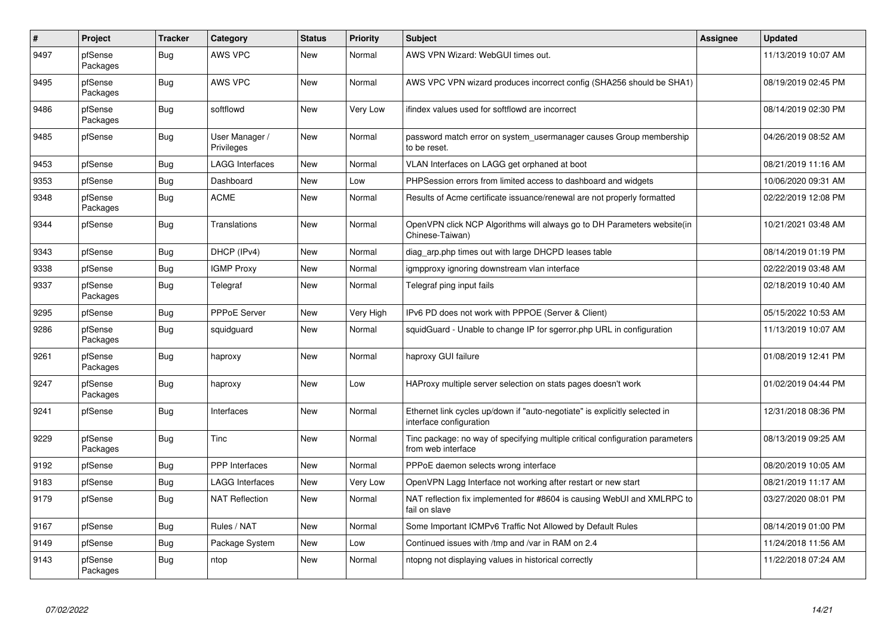| # | Project | Tracker | Category | Status | Priority | Subject | Assignee | Updated |
|---|---|---|---|---|---|---|---|---|
| 9497 | pfSense Packages | Bug | AWS VPC | New | Normal | AWS VPN Wizard: WebGUI times out. | | 11/13/2019 10:07 AM |
| 9495 | pfSense Packages | Bug | AWS VPC | New | Normal | AWS VPC VPN wizard produces incorrect config (SHA256 should be SHA1) | | 08/19/2019 02:45 PM |
| 9486 | pfSense Packages | Bug | softflowd | New | Very Low | ifindex values used for softflowd are incorrect | | 08/14/2019 02:30 PM |
| 9485 | pfSense | Bug | User Manager / Privileges | New | Normal | password match error on system_usermanager causes Group membership to be reset. | | 04/26/2019 08:52 AM |
| 9453 | pfSense | Bug | LAGG Interfaces | New | Normal | VLAN Interfaces on LAGG get orphaned at boot | | 08/21/2019 11:16 AM |
| 9353 | pfSense | Bug | Dashboard | New | Low | PHPSession errors from limited access to dashboard and widgets | | 10/06/2020 09:31 AM |
| 9348 | pfSense Packages | Bug | ACME | New | Normal | Results of Acme certificate issuance/renewal are not properly formatted | | 02/22/2019 12:08 PM |
| 9344 | pfSense | Bug | Translations | New | Normal | OpenVPN click NCP Algorithms will always go to DH Parameters website(in Chinese-Taiwan) | | 10/21/2021 03:48 AM |
| 9343 | pfSense | Bug | DHCP (IPv4) | New | Normal | diag_arp.php times out with large DHCPD leases table | | 08/14/2019 01:19 PM |
| 9338 | pfSense | Bug | IGMP Proxy | New | Normal | igmpproxy ignoring downstream vlan interface | | 02/22/2019 03:48 AM |
| 9337 | pfSense Packages | Bug | Telegraf | New | Normal | Telegraf ping input fails | | 02/18/2019 10:40 AM |
| 9295 | pfSense | Bug | PPPoE Server | New | Very High | IPv6 PD does not work with PPPOE (Server & Client) | | 05/15/2022 10:53 AM |
| 9286 | pfSense Packages | Bug | squidguard | New | Normal | squidGuard - Unable to change IP for sgerror.php URL in configuration | | 11/13/2019 10:07 AM |
| 9261 | pfSense Packages | Bug | haproxy | New | Normal | haproxy GUI failure | | 01/08/2019 12:41 PM |
| 9247 | pfSense Packages | Bug | haproxy | New | Low | HAProxy multiple server selection on stats pages doesn't work | | 01/02/2019 04:44 PM |
| 9241 | pfSense | Bug | Interfaces | New | Normal | Ethernet link cycles up/down if "auto-negotiate" is explicitly selected in interface configuration | | 12/31/2018 08:36 PM |
| 9229 | pfSense Packages | Bug | Tinc | New | Normal | Tinc package: no way of specifying multiple critical configuration parameters from web interface | | 08/13/2019 09:25 AM |
| 9192 | pfSense | Bug | PPP Interfaces | New | Normal | PPPoE daemon selects wrong interface | | 08/20/2019 10:05 AM |
| 9183 | pfSense | Bug | LAGG Interfaces | New | Very Low | OpenVPN Lagg Interface not working after restart or new start | | 08/21/2019 11:17 AM |
| 9179 | pfSense | Bug | NAT Reflection | New | Normal | NAT reflection fix implemented for #8604 is causing WebUI and XMLRPC to fail on slave | | 03/27/2020 08:01 PM |
| 9167 | pfSense | Bug | Rules / NAT | New | Normal | Some Important ICMPv6 Traffic Not Allowed by Default Rules | | 08/14/2019 01:00 PM |
| 9149 | pfSense | Bug | Package System | New | Low | Continued issues with /tmp and /var in RAM on 2.4 | | 11/24/2018 11:56 AM |
| 9143 | pfSense Packages | Bug | ntop | New | Normal | ntopng not displaying values in historical correctly | | 11/22/2018 07:24 AM |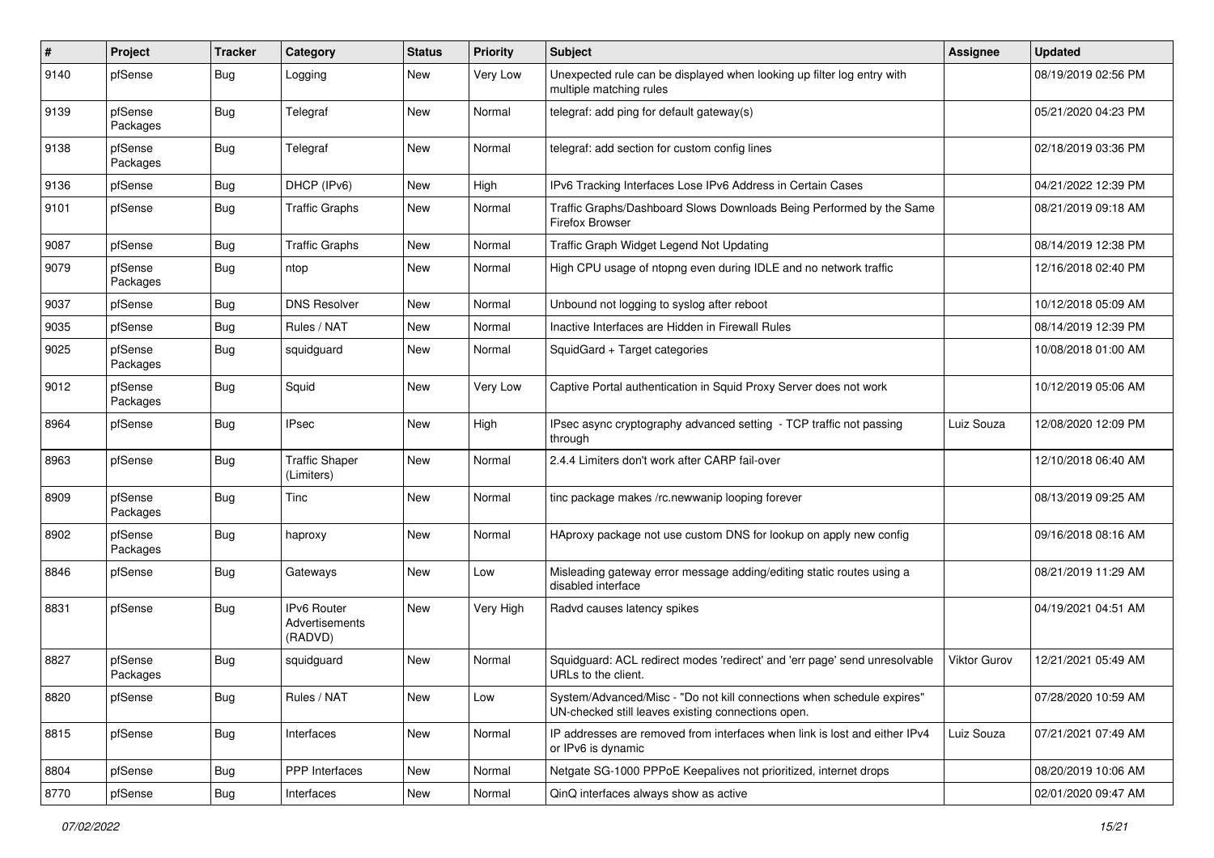| # | Project | Tracker | Category | Status | Priority | Subject | Assignee | Updated |
|---|---|---|---|---|---|---|---|---|
| 9140 | pfSense | Bug | Logging | New | Very Low | Unexpected rule can be displayed when looking up filter log entry with multiple matching rules | | 08/19/2019 02:56 PM |
| 9139 | pfSense Packages | Bug | Telegraf | New | Normal | telegraf: add ping for default gateway(s) | | 05/21/2020 04:23 PM |
| 9138 | pfSense Packages | Bug | Telegraf | New | Normal | telegraf: add section for custom config lines | | 02/18/2019 03:36 PM |
| 9136 | pfSense | Bug | DHCP (IPv6) | New | High | IPv6 Tracking Interfaces Lose IPv6 Address in Certain Cases | | 04/21/2022 12:39 PM |
| 9101 | pfSense | Bug | Traffic Graphs | New | Normal | Traffic Graphs/Dashboard Slows Downloads Being Performed by the Same Firefox Browser | | 08/21/2019 09:18 AM |
| 9087 | pfSense | Bug | Traffic Graphs | New | Normal | Traffic Graph Widget Legend Not Updating | | 08/14/2019 12:38 PM |
| 9079 | pfSense Packages | Bug | ntop | New | Normal | High CPU usage of ntopng even during IDLE and no network traffic | | 12/16/2018 02:40 PM |
| 9037 | pfSense | Bug | DNS Resolver | New | Normal | Unbound not logging to syslog after reboot | | 10/12/2018 05:09 AM |
| 9035 | pfSense | Bug | Rules / NAT | New | Normal | Inactive Interfaces are Hidden in Firewall Rules | | 08/14/2019 12:39 PM |
| 9025 | pfSense Packages | Bug | squidguard | New | Normal | SquidGard + Target categories | | 10/08/2018 01:00 AM |
| 9012 | pfSense Packages | Bug | Squid | New | Very Low | Captive Portal authentication in Squid Proxy Server does not work | | 10/12/2019 05:06 AM |
| 8964 | pfSense | Bug | IPsec | New | High | IPsec async cryptography advanced setting - TCP traffic not passing through | Luiz Souza | 12/08/2020 12:09 PM |
| 8963 | pfSense | Bug | Traffic Shaper (Limiters) | New | Normal | 2.4.4 Limiters don't work after CARP fail-over | | 12/10/2018 06:40 AM |
| 8909 | pfSense Packages | Bug | Tinc | New | Normal | tinc package makes /rc.newwanip looping forever | | 08/13/2019 09:25 AM |
| 8902 | pfSense Packages | Bug | haproxy | New | Normal | HAproxy package not use custom DNS for lookup on apply new config | | 09/16/2018 08:16 AM |
| 8846 | pfSense | Bug | Gateways | New | Low | Misleading gateway error message adding/editing static routes using a disabled interface | | 08/21/2019 11:29 AM |
| 8831 | pfSense | Bug | IPv6 Router Advertisements (RADVD) | New | Very High | Radvd causes latency spikes | | 04/19/2021 04:51 AM |
| 8827 | pfSense Packages | Bug | squidguard | New | Normal | Squidguard: ACL redirect modes 'redirect' and 'err page' send unresolvable URLs to the client. | Viktor Gurov | 12/21/2021 05:49 AM |
| 8820 | pfSense | Bug | Rules / NAT | New | Low | System/Advanced/Misc - "Do not kill connections when schedule expires" UN-checked still leaves existing connections open. | | 07/28/2020 10:59 AM |
| 8815 | pfSense | Bug | Interfaces | New | Normal | IP addresses are removed from interfaces when link is lost and either IPv4 or IPv6 is dynamic | Luiz Souza | 07/21/2021 07:49 AM |
| 8804 | pfSense | Bug | PPP Interfaces | New | Normal | Netgate SG-1000 PPPoE Keepalives not prioritized, internet drops | | 08/20/2019 10:06 AM |
| 8770 | pfSense | Bug | Interfaces | New | Normal | QinQ interfaces always show as active | | 02/01/2020 09:47 AM |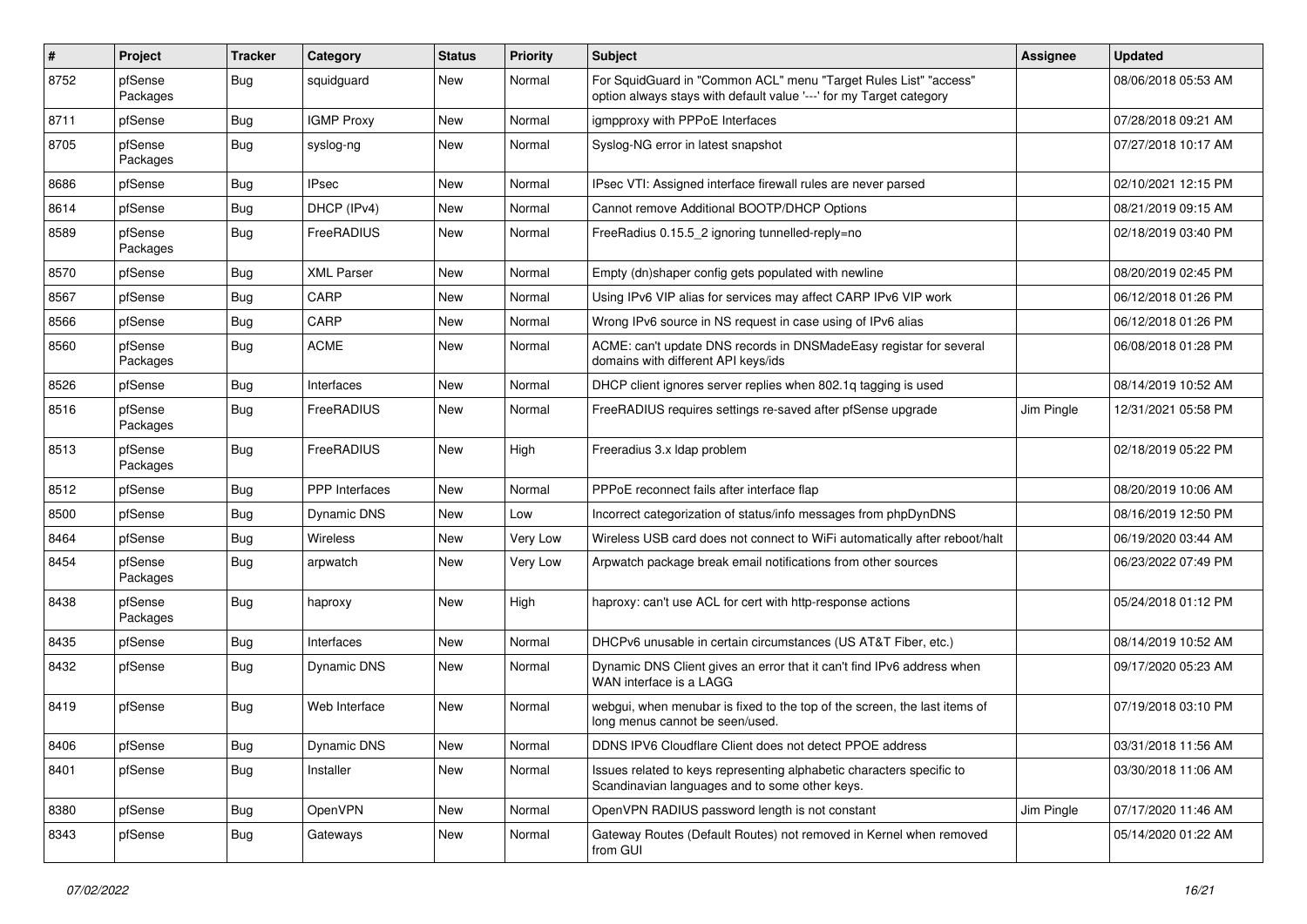| # | Project | Tracker | Category | Status | Priority | Subject | Assignee | Updated |
|---|---|---|---|---|---|---|---|---|
| 8752 | pfSense Packages | Bug | squidguard | New | Normal | For SquidGuard in "Common ACL" menu "Target Rules List" "access" option always stays with default value '---' for my Target category | | 08/06/2018 05:53 AM |
| 8711 | pfSense | Bug | IGMP Proxy | New | Normal | igmpproxy with PPPoE Interfaces | | 07/28/2018 09:21 AM |
| 8705 | pfSense Packages | Bug | syslog-ng | New | Normal | Syslog-NG error in latest snapshot | | 07/27/2018 10:17 AM |
| 8686 | pfSense | Bug | IPsec | New | Normal | IPsec VTI: Assigned interface firewall rules are never parsed | | 02/10/2021 12:15 PM |
| 8614 | pfSense | Bug | DHCP (IPv4) | New | Normal | Cannot remove Additional BOOTP/DHCP Options | | 08/21/2019 09:15 AM |
| 8589 | pfSense Packages | Bug | FreeRADIUS | New | Normal | FreeRadius 0.15.5_2 ignoring tunnelled-reply=no | | 02/18/2019 03:40 PM |
| 8570 | pfSense | Bug | XML Parser | New | Normal | Empty (dn)shaper config gets populated with newline | | 08/20/2019 02:45 PM |
| 8567 | pfSense | Bug | CARP | New | Normal | Using IPv6 VIP alias for services may affect CARP IPv6 VIP work | | 06/12/2018 01:26 PM |
| 8566 | pfSense | Bug | CARP | New | Normal | Wrong IPv6 source in NS request in case using of IPv6 alias | | 06/12/2018 01:26 PM |
| 8560 | pfSense Packages | Bug | ACME | New | Normal | ACME: can't update DNS records in DNSMadeEasy registar for several domains with different API keys/ids | | 06/08/2018 01:28 PM |
| 8526 | pfSense | Bug | Interfaces | New | Normal | DHCP client ignores server replies when 802.1q tagging is used | | 08/14/2019 10:52 AM |
| 8516 | pfSense Packages | Bug | FreeRADIUS | New | Normal | FreeRADIUS requires settings re-saved after pfSense upgrade | Jim Pingle | 12/31/2021 05:58 PM |
| 8513 | pfSense Packages | Bug | FreeRADIUS | New | High | Freeradius 3.x ldap problem | | 02/18/2019 05:22 PM |
| 8512 | pfSense | Bug | PPP Interfaces | New | Normal | PPPoE reconnect fails after interface flap | | 08/20/2019 10:06 AM |
| 8500 | pfSense | Bug | Dynamic DNS | New | Low | Incorrect categorization of status/info messages from phpDynDNS | | 08/16/2019 12:50 PM |
| 8464 | pfSense | Bug | Wireless | New | Very Low | Wireless USB card does not connect to WiFi automatically after reboot/halt | | 06/19/2020 03:44 AM |
| 8454 | pfSense Packages | Bug | arpwatch | New | Very Low | Arpwatch package break email notifications from other sources | | 06/23/2022 07:49 PM |
| 8438 | pfSense Packages | Bug | haproxy | New | High | haproxy: can't use ACL for cert with http-response actions | | 05/24/2018 01:12 PM |
| 8435 | pfSense | Bug | Interfaces | New | Normal | DHCPv6 unusable in certain circumstances (US AT&T Fiber, etc.) | | 08/14/2019 10:52 AM |
| 8432 | pfSense | Bug | Dynamic DNS | New | Normal | Dynamic DNS Client gives an error that it can't find IPv6 address when WAN interface is a LAGG | | 09/17/2020 05:23 AM |
| 8419 | pfSense | Bug | Web Interface | New | Normal | webgui, when menubar is fixed to the top of the screen, the last items of long menus cannot be seen/used. | | 07/19/2018 03:10 PM |
| 8406 | pfSense | Bug | Dynamic DNS | New | Normal | DDNS IPV6 Cloudflare Client does not detect PPOE address | | 03/31/2018 11:56 AM |
| 8401 | pfSense | Bug | Installer | New | Normal | Issues related to keys representing alphabetic characters specific to Scandinavian languages and to some other keys. | | 03/30/2018 11:06 AM |
| 8380 | pfSense | Bug | OpenVPN | New | Normal | OpenVPN RADIUS password length is not constant | Jim Pingle | 07/17/2020 11:46 AM |
| 8343 | pfSense | Bug | Gateways | New | Normal | Gateway Routes (Default Routes) not removed in Kernel when removed from GUI | | 05/14/2020 01:22 AM |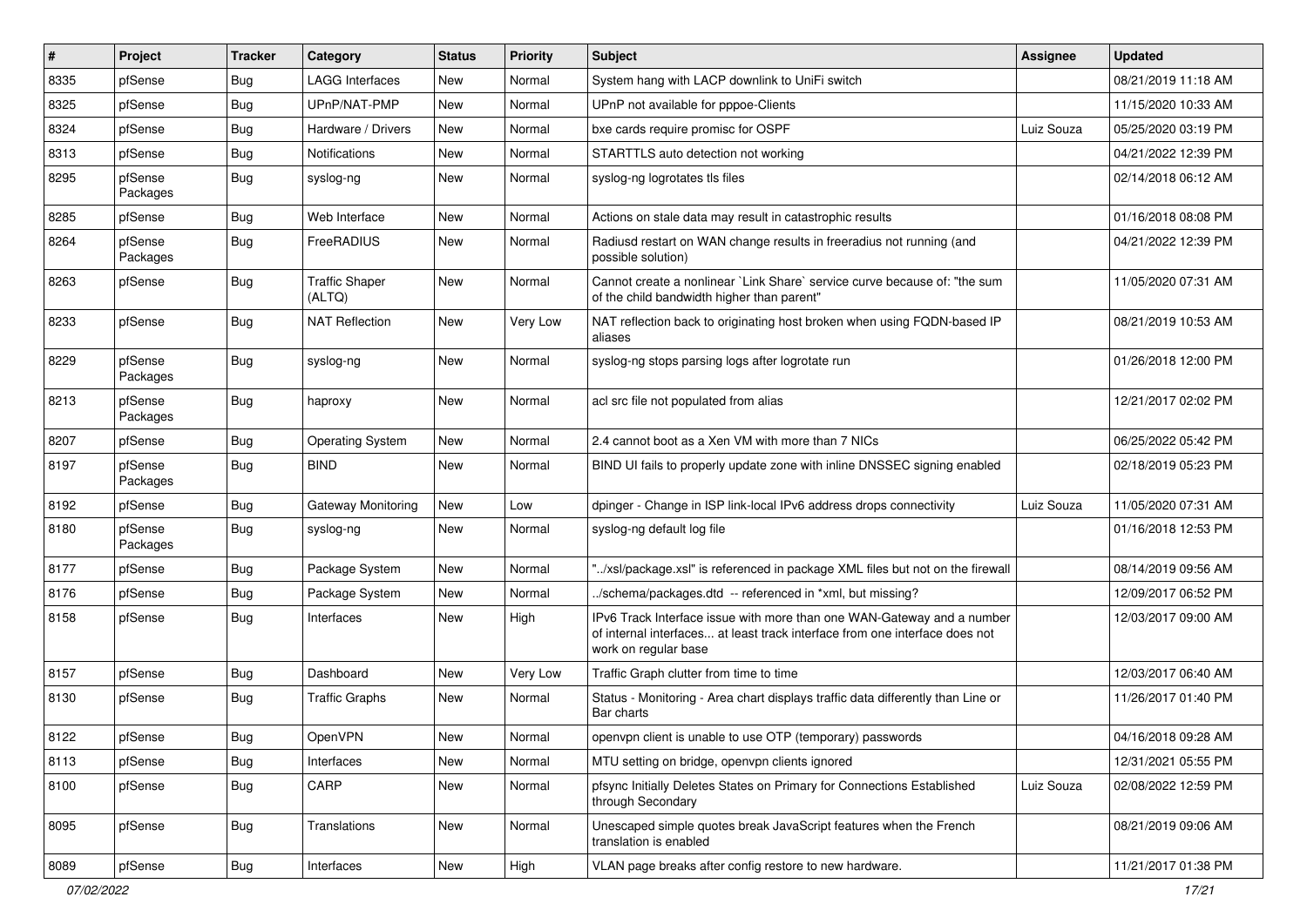| # | Project | Tracker | Category | Status | Priority | Subject | Assignee | Updated |
|---|---|---|---|---|---|---|---|---|
| 8335 | pfSense | Bug | LAGG Interfaces | New | Normal | System hang with LACP downlink to UniFi switch | | 08/21/2019 11:18 AM |
| 8325 | pfSense | Bug | UPnP/NAT-PMP | New | Normal | UPnP not available for pppoe-Clients | | 11/15/2020 10:33 AM |
| 8324 | pfSense | Bug | Hardware / Drivers | New | Normal | bxe cards require promisc for OSPF | Luiz Souza | 05/25/2020 03:19 PM |
| 8313 | pfSense | Bug | Notifications | New | Normal | STARTTLS auto detection not working | | 04/21/2022 12:39 PM |
| 8295 | pfSense Packages | Bug | syslog-ng | New | Normal | syslog-ng logrotates tls files | | 02/14/2018 06:12 AM |
| 8285 | pfSense | Bug | Web Interface | New | Normal | Actions on stale data may result in catastrophic results | | 01/16/2018 08:08 PM |
| 8264 | pfSense Packages | Bug | FreeRADIUS | New | Normal | Radiusd restart on WAN change results in freeradius not running (and possible solution) | | 04/21/2022 12:39 PM |
| 8263 | pfSense | Bug | Traffic Shaper (ALTQ) | New | Normal | Cannot create a nonlinear `Link Share` service curve because of: "the sum of the child bandwidth higher than parent" | | 11/05/2020 07:31 AM |
| 8233 | pfSense | Bug | NAT Reflection | New | Very Low | NAT reflection back to originating host broken when using FQDN-based IP aliases | | 08/21/2019 10:53 AM |
| 8229 | pfSense Packages | Bug | syslog-ng | New | Normal | syslog-ng stops parsing logs after logrotate run | | 01/26/2018 12:00 PM |
| 8213 | pfSense Packages | Bug | haproxy | New | Normal | acl src file not populated from alias | | 12/21/2017 02:02 PM |
| 8207 | pfSense | Bug | Operating System | New | Normal | 2.4 cannot boot as a Xen VM with more than 7 NICs | | 06/25/2022 05:42 PM |
| 8197 | pfSense Packages | Bug | BIND | New | Normal | BIND UI fails to properly update zone with inline DNSSEC signing enabled | | 02/18/2019 05:23 PM |
| 8192 | pfSense | Bug | Gateway Monitoring | New | Low | dpinger - Change in ISP link-local IPv6 address drops connectivity | Luiz Souza | 11/05/2020 07:31 AM |
| 8180 | pfSense Packages | Bug | syslog-ng | New | Normal | syslog-ng default log file | | 01/16/2018 12:53 PM |
| 8177 | pfSense | Bug | Package System | New | Normal | "../xsl/package.xsl" is referenced in package XML files but not on the firewall | | 08/14/2019 09:56 AM |
| 8176 | pfSense | Bug | Package System | New | Normal | ../schema/packages.dtd -- referenced in *xml, but missing? | | 12/09/2017 06:52 PM |
| 8158 | pfSense | Bug | Interfaces | New | High | IPv6 Track Interface issue with more than one WAN-Gateway and a number of internal interfaces... at least track interface from one interface does not work on regular base | | 12/03/2017 09:00 AM |
| 8157 | pfSense | Bug | Dashboard | New | Very Low | Traffic Graph clutter from time to time | | 12/03/2017 06:40 AM |
| 8130 | pfSense | Bug | Traffic Graphs | New | Normal | Status - Monitoring - Area chart displays traffic data differently than Line or Bar charts | | 11/26/2017 01:40 PM |
| 8122 | pfSense | Bug | OpenVPN | New | Normal | openvpn client is unable to use OTP (temporary) passwords | | 04/16/2018 09:28 AM |
| 8113 | pfSense | Bug | Interfaces | New | Normal | MTU setting on bridge, openvpn clients ignored | | 12/31/2021 05:55 PM |
| 8100 | pfSense | Bug | CARP | New | Normal | pfsync Initially Deletes States on Primary for Connections Established through Secondary | Luiz Souza | 02/08/2022 12:59 PM |
| 8095 | pfSense | Bug | Translations | New | Normal | Unescaped simple quotes break JavaScript features when the French translation is enabled | | 08/21/2019 09:06 AM |
| 8089 | pfSense | Bug | Interfaces | New | High | VLAN page breaks after config restore to new hardware. | | 11/21/2017 01:38 PM |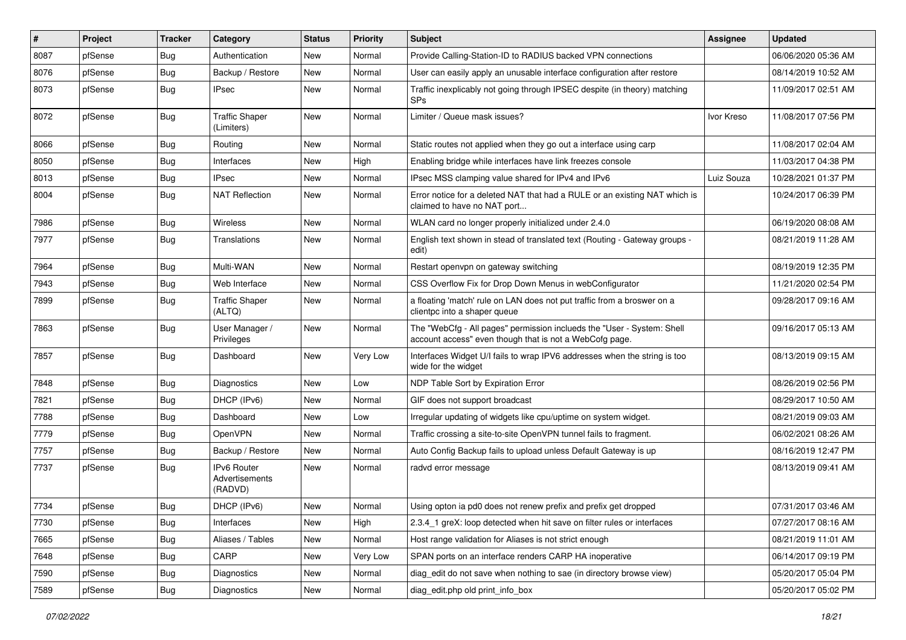| # | Project | Tracker | Category | Status | Priority | Subject | Assignee | Updated |
|---|---|---|---|---|---|---|---|---|
| 8087 | pfSense | Bug | Authentication | New | Normal | Provide Calling-Station-ID to RADIUS backed VPN connections | | 06/06/2020 05:36 AM |
| 8076 | pfSense | Bug | Backup / Restore | New | Normal | User can easily apply an unusable interface configuration after restore | | 08/14/2019 10:52 AM |
| 8073 | pfSense | Bug | IPsec | New | Normal | Traffic inexplicably not going through IPSEC despite (in theory) matching SPs | | 11/09/2017 02:51 AM |
| 8072 | pfSense | Bug | Traffic Shaper (Limiters) | New | Normal | Limiter / Queue mask issues? | Ivor Kreso | 11/08/2017 07:56 PM |
| 8066 | pfSense | Bug | Routing | New | Normal | Static routes not applied when they go out a interface using carp | | 11/08/2017 02:04 AM |
| 8050 | pfSense | Bug | Interfaces | New | High | Enabling bridge while interfaces have link freezes console | | 11/03/2017 04:38 PM |
| 8013 | pfSense | Bug | IPsec | New | Normal | IPsec MSS clamping value shared for IPv4 and IPv6 | Luiz Souza | 10/28/2021 01:37 PM |
| 8004 | pfSense | Bug | NAT Reflection | New | Normal | Error notice for a deleted NAT that had a RULE or an existing NAT which is claimed to have no NAT port... | | 10/24/2017 06:39 PM |
| 7986 | pfSense | Bug | Wireless | New | Normal | WLAN card no longer properly initialized under 2.4.0 | | 06/19/2020 08:08 AM |
| 7977 | pfSense | Bug | Translations | New | Normal | English text shown in stead of translated text (Routing - Gateway groups - edit) | | 08/21/2019 11:28 AM |
| 7964 | pfSense | Bug | Multi-WAN | New | Normal | Restart openvpn on gateway switching | | 08/19/2019 12:35 PM |
| 7943 | pfSense | Bug | Web Interface | New | Normal | CSS Overflow Fix for Drop Down Menus in webConfigurator | | 11/21/2020 02:54 PM |
| 7899 | pfSense | Bug | Traffic Shaper (ALTQ) | New | Normal | a floating 'match' rule on LAN does not put traffic from a broswer on a clientpc into a shaper queue | | 09/28/2017 09:16 AM |
| 7863 | pfSense | Bug | User Manager / Privileges | New | Normal | The "WebCfg - All pages" permission inclueds the "User - System: Shell account access" even though that is not a WebCofg page. | | 09/16/2017 05:13 AM |
| 7857 | pfSense | Bug | Dashboard | New | Very Low | Interfaces Widget U/I fails to wrap IPV6 addresses when the string is too wide for the widget | | 08/13/2019 09:15 AM |
| 7848 | pfSense | Bug | Diagnostics | New | Low | NDP Table Sort by Expiration Error | | 08/26/2019 02:56 PM |
| 7821 | pfSense | Bug | DHCP (IPv6) | New | Normal | GIF does not support broadcast | | 08/29/2017 10:50 AM |
| 7788 | pfSense | Bug | Dashboard | New | Low | Irregular updating of widgets like cpu/uptime on system widget. | | 08/21/2019 09:03 AM |
| 7779 | pfSense | Bug | OpenVPN | New | Normal | Traffic crossing a site-to-site OpenVPN tunnel fails to fragment. | | 06/02/2021 08:26 AM |
| 7757 | pfSense | Bug | Backup / Restore | New | Normal | Auto Config Backup fails to upload unless Default Gateway is up | | 08/16/2019 12:47 PM |
| 7737 | pfSense | Bug | IPv6 Router Advertisements (RADVD) | New | Normal | radvd error message | | 08/13/2019 09:41 AM |
| 7734 | pfSense | Bug | DHCP (IPv6) | New | Normal | Using opton ia pd0 does not renew prefix and prefix get dropped | | 07/31/2017 03:46 AM |
| 7730 | pfSense | Bug | Interfaces | New | High | 2.3.4_1 greX: loop detected when hit save on filter rules or interfaces | | 07/27/2017 08:16 AM |
| 7665 | pfSense | Bug | Aliases / Tables | New | Normal | Host range validation for Aliases is not strict enough | | 08/21/2019 11:01 AM |
| 7648 | pfSense | Bug | CARP | New | Very Low | SPAN ports on an interface renders CARP HA inoperative | | 06/14/2017 09:19 PM |
| 7590 | pfSense | Bug | Diagnostics | New | Normal | diag_edit do not save when nothing to sae (in directory browse view) | | 05/20/2017 05:04 PM |
| 7589 | pfSense | Bug | Diagnostics | New | Normal | diag_edit.php old print_info_box | | 05/20/2017 05:02 PM |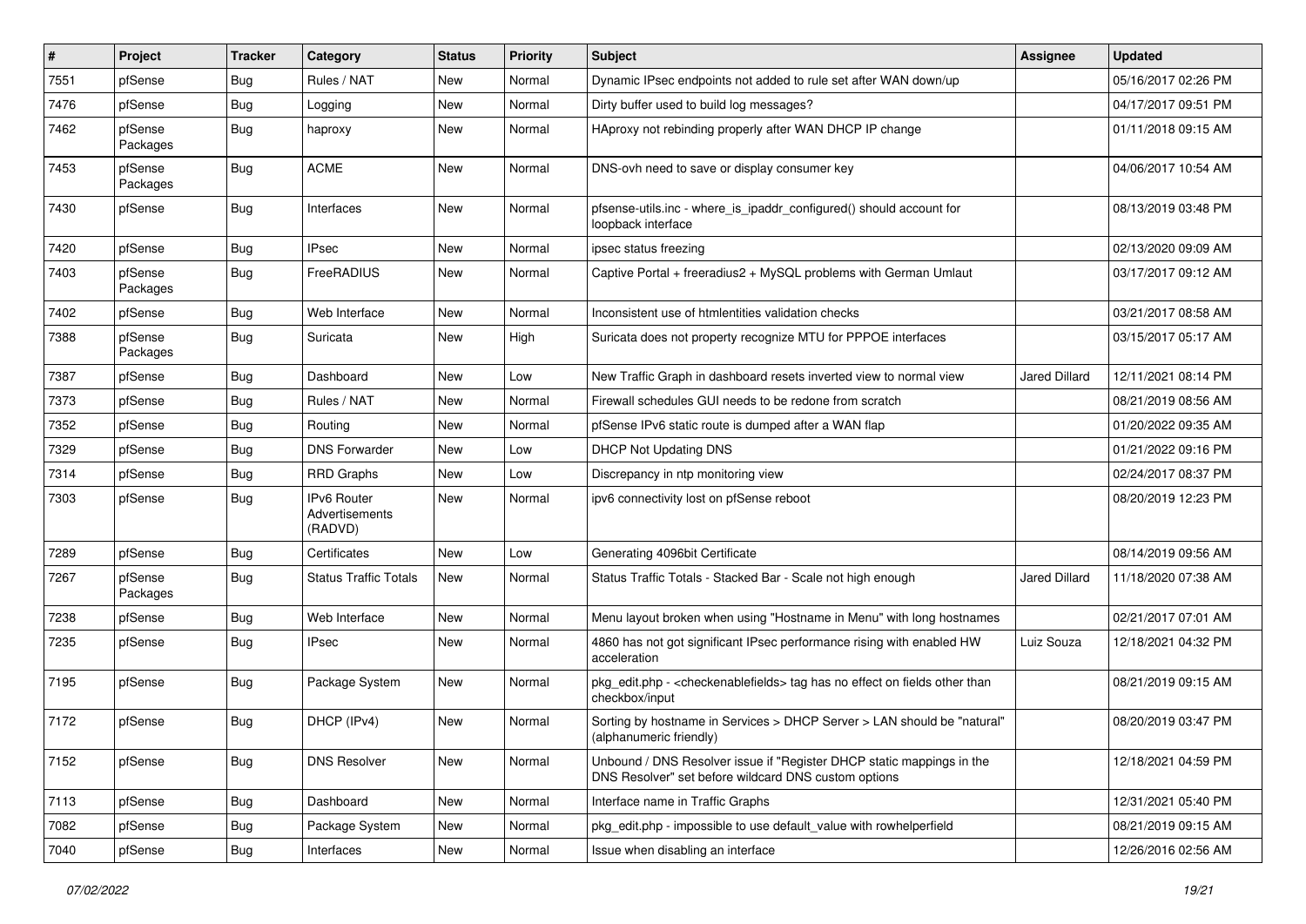| # | Project | Tracker | Category | Status | Priority | Subject | Assignee | Updated |
|---|---|---|---|---|---|---|---|---|
| 7551 | pfSense | Bug | Rules / NAT | New | Normal | Dynamic IPsec endpoints not added to rule set after WAN down/up | | 05/16/2017 02:26 PM |
| 7476 | pfSense | Bug | Logging | New | Normal | Dirty buffer used to build log messages? | | 04/17/2017 09:51 PM |
| 7462 | pfSense Packages | Bug | haproxy | New | Normal | HAproxy not rebinding properly after WAN DHCP IP change | | 01/11/2018 09:15 AM |
| 7453 | pfSense Packages | Bug | ACME | New | Normal | DNS-ovh need to save or display consumer key | | 04/06/2017 10:54 AM |
| 7430 | pfSense | Bug | Interfaces | New | Normal | pfsense-utils.inc - where_is_ipaddr_configured() should account for loopback interface | | 08/13/2019 03:48 PM |
| 7420 | pfSense | Bug | IPsec | New | Normal | ipsec status freezing | | 02/13/2020 09:09 AM |
| 7403 | pfSense Packages | Bug | FreeRADIUS | New | Normal | Captive Portal + freeradius2 + MySQL problems with German Umlaut | | 03/17/2017 09:12 AM |
| 7402 | pfSense | Bug | Web Interface | New | Normal | Inconsistent use of htmlentities validation checks | | 03/21/2017 08:58 AM |
| 7388 | pfSense Packages | Bug | Suricata | New | High | Suricata does not property recognize MTU for PPPOE interfaces | | 03/15/2017 05:17 AM |
| 7387 | pfSense | Bug | Dashboard | New | Low | New Traffic Graph in dashboard resets inverted view to normal view | Jared Dillard | 12/11/2021 08:14 PM |
| 7373 | pfSense | Bug | Rules / NAT | New | Normal | Firewall schedules GUI needs to be redone from scratch | | 08/21/2019 08:56 AM |
| 7352 | pfSense | Bug | Routing | New | Normal | pfSense IPv6 static route is dumped after a WAN flap | | 01/20/2022 09:35 AM |
| 7329 | pfSense | Bug | DNS Forwarder | New | Low | DHCP Not Updating DNS | | 01/21/2022 09:16 PM |
| 7314 | pfSense | Bug | RRD Graphs | New | Low | Discrepancy in ntp monitoring view | | 02/24/2017 08:37 PM |
| 7303 | pfSense | Bug | IPv6 Router Advertisements (RADVD) | New | Normal | ipv6 connectivity lost on pfSense reboot | | 08/20/2019 12:23 PM |
| 7289 | pfSense | Bug | Certificates | New | Low | Generating 4096bit Certificate | | 08/14/2019 09:56 AM |
| 7267 | pfSense Packages | Bug | Status Traffic Totals | New | Normal | Status Traffic Totals - Stacked Bar - Scale not high enough | Jared Dillard | 11/18/2020 07:38 AM |
| 7238 | pfSense | Bug | Web Interface | New | Normal | Menu layout broken when using "Hostname in Menu" with long hostnames | | 02/21/2017 07:01 AM |
| 7235 | pfSense | Bug | IPsec | New | Normal | 4860 has not got significant IPsec performance rising with enabled HW acceleration | Luiz Souza | 12/18/2021 04:32 PM |
| 7195 | pfSense | Bug | Package System | New | Normal | pkg_edit.php - <checkenablefields> tag has no effect on fields other than checkbox/input | | 08/21/2019 09:15 AM |
| 7172 | pfSense | Bug | DHCP (IPv4) | New | Normal | Sorting by hostname in Services > DHCP Server > LAN should be "natural" (alphanumeric friendly) | | 08/20/2019 03:47 PM |
| 7152 | pfSense | Bug | DNS Resolver | New | Normal | Unbound / DNS Resolver issue if "Register DHCP static mappings in the DNS Resolver" set before wildcard DNS custom options | | 12/18/2021 04:59 PM |
| 7113 | pfSense | Bug | Dashboard | New | Normal | Interface name in Traffic Graphs | | 12/31/2021 05:40 PM |
| 7082 | pfSense | Bug | Package System | New | Normal | pkg_edit.php - impossible to use default_value with rowhelperfield | | 08/21/2019 09:15 AM |
| 7040 | pfSense | Bug | Interfaces | New | Normal | Issue when disabling an interface | | 12/26/2016 02:56 AM |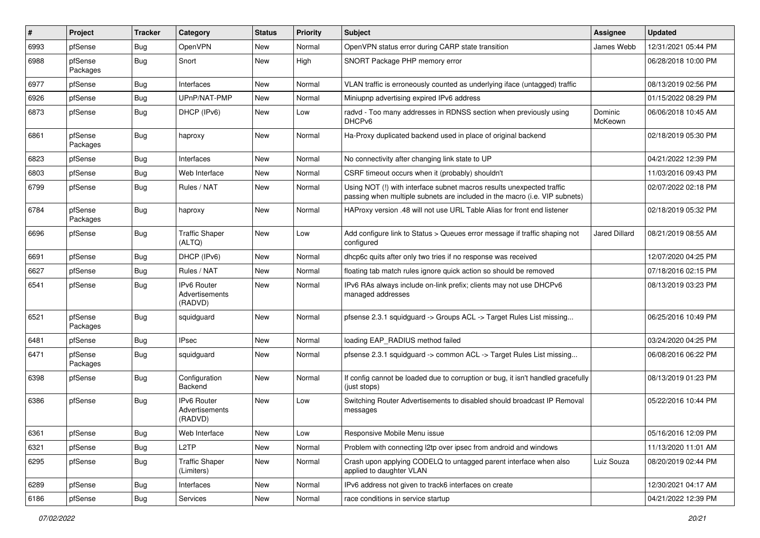| # | Project | Tracker | Category | Status | Priority | Subject | Assignee | Updated |
|---|---|---|---|---|---|---|---|---|
| 6993 | pfSense | Bug | OpenVPN | New | Normal | OpenVPN status error during CARP state transition | James Webb | 12/31/2021 05:44 PM |
| 6988 | pfSense Packages | Bug | Snort | New | High | SNORT Package PHP memory error | | 06/28/2018 10:00 PM |
| 6977 | pfSense | Bug | Interfaces | New | Normal | VLAN traffic is erroneously counted as underlying iface (untagged) traffic | | 08/13/2019 02:56 PM |
| 6926 | pfSense | Bug | UPnP/NAT-PMP | New | Normal | Miniupnp advertising expired IPv6 address | | 01/15/2022 08:29 PM |
| 6873 | pfSense | Bug | DHCP (IPv6) | New | Low | radvd - Too many addresses in RDNSS section when previously using DHCPv6 | Dominic McKeown | 06/06/2018 10:45 AM |
| 6861 | pfSense Packages | Bug | haproxy | New | Normal | Ha-Proxy duplicated backend used in place of original backend | | 02/18/2019 05:30 PM |
| 6823 | pfSense | Bug | Interfaces | New | Normal | No connectivity after changing link state to UP | | 04/21/2022 12:39 PM |
| 6803 | pfSense | Bug | Web Interface | New | Normal | CSRF timeout occurs when it (probably) shouldn't | | 11/03/2016 09:43 PM |
| 6799 | pfSense | Bug | Rules / NAT | New | Normal | Using NOT (!) with interface subnet macros results unexpected traffic passing when multiple subnets are included in the macro (i.e. VIP subnets) | | 02/07/2022 02:18 PM |
| 6784 | pfSense Packages | Bug | haproxy | New | Normal | HAProxy version .48 will not use URL Table Alias for front end listener | | 02/18/2019 05:32 PM |
| 6696 | pfSense | Bug | Traffic Shaper (ALTQ) | New | Low | Add configure link to Status > Queues error message if traffic shaping not configured | Jared Dillard | 08/21/2019 08:55 AM |
| 6691 | pfSense | Bug | DHCP (IPv6) | New | Normal | dhcp6c quits after only two tries if no response was received | | 12/07/2020 04:25 PM |
| 6627 | pfSense | Bug | Rules / NAT | New | Normal | floating tab match rules ignore quick action so should be removed | | 07/18/2016 02:15 PM |
| 6541 | pfSense | Bug | IPv6 Router Advertisements (RADVD) | New | Normal | IPv6 RAs always include on-link prefix; clients may not use DHCPv6 managed addresses | | 08/13/2019 03:23 PM |
| 6521 | pfSense Packages | Bug | squidguard | New | Normal | pfsense 2.3.1 squidguard -> Groups ACL -> Target Rules List missing... | | 06/25/2016 10:49 PM |
| 6481 | pfSense | Bug | IPsec | New | Normal | loading EAP_RADIUS method failed | | 03/24/2020 04:25 PM |
| 6471 | pfSense Packages | Bug | squidguard | New | Normal | pfsense 2.3.1 squidguard -> common ACL -> Target Rules List missing... | | 06/08/2016 06:22 PM |
| 6398 | pfSense | Bug | Configuration Backend | New | Normal | If config cannot be loaded due to corruption or bug, it isn't handled gracefully (just stops) | | 08/13/2019 01:23 PM |
| 6386 | pfSense | Bug | IPv6 Router Advertisements (RADVD) | New | Low | Switching Router Advertisements to disabled should broadcast IP Removal messages | | 05/22/2016 10:44 PM |
| 6361 | pfSense | Bug | Web Interface | New | Low | Responsive Mobile Menu issue | | 05/16/2016 12:09 PM |
| 6321 | pfSense | Bug | L2TP | New | Normal | Problem with connecting l2tp over ipsec from android and windows | | 11/13/2020 11:01 AM |
| 6295 | pfSense | Bug | Traffic Shaper (Limiters) | New | Normal | Crash upon applying CODELQ to untagged parent interface when also applied to daughter VLAN | Luiz Souza | 08/20/2019 02:44 PM |
| 6289 | pfSense | Bug | Interfaces | New | Normal | IPv6 address not given to track6 interfaces on create | | 12/30/2021 04:17 AM |
| 6186 | pfSense | Bug | Services | New | Normal | race conditions in service startup | | 04/21/2022 12:39 PM |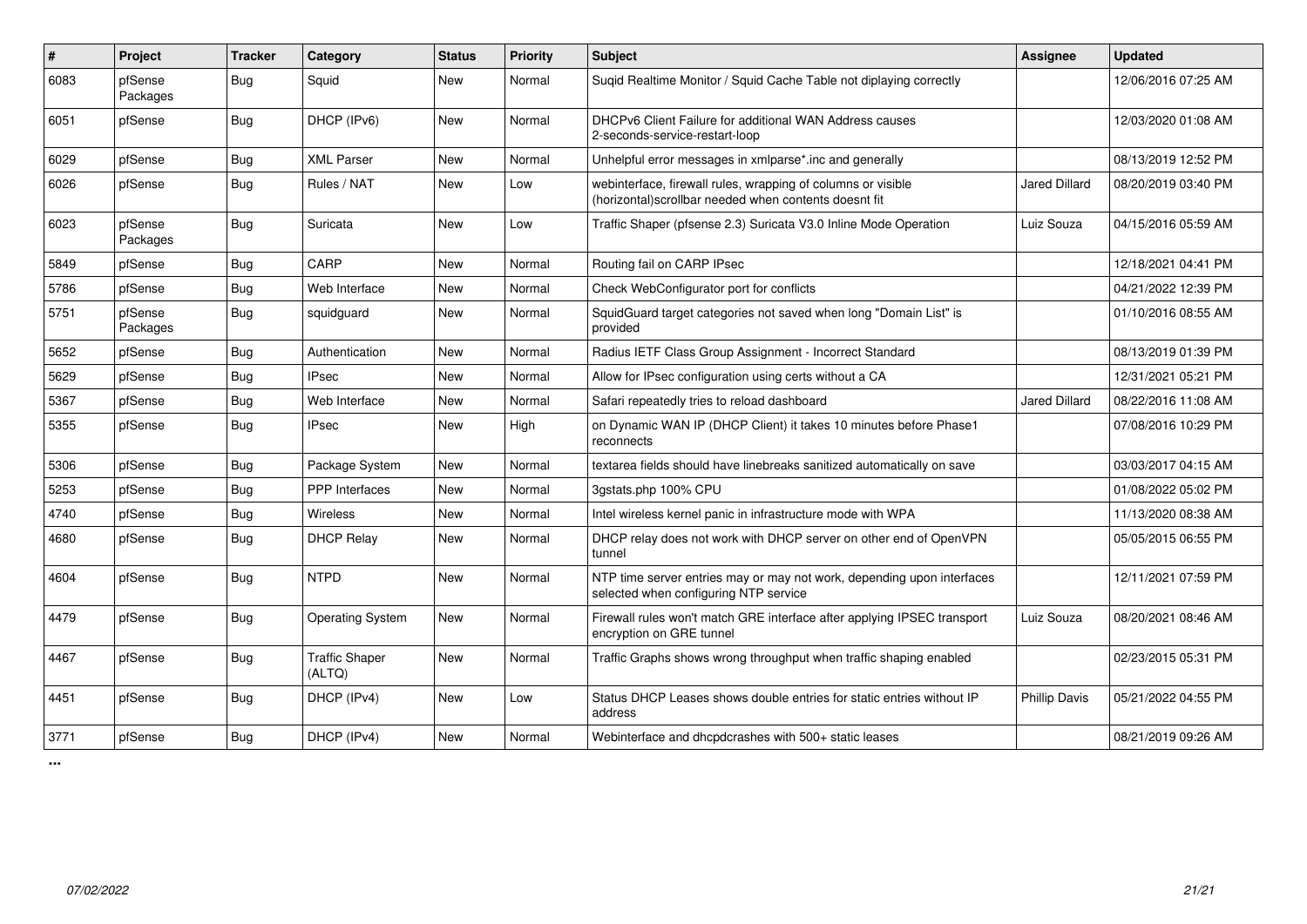| # | Project | Tracker | Category | Status | Priority | Subject | Assignee | Updated |
|---|---|---|---|---|---|---|---|---|
| 6083 | pfSense Packages | Bug | Squid | New | Normal | Suqid Realtime Monitor / Squid Cache Table not diplaying correctly | | 12/06/2016 07:25 AM |
| 6051 | pfSense | Bug | DHCP (IPv6) | New | Normal | DHCPv6 Client Failure for additional WAN Address causes 2-seconds-service-restart-loop | | 12/03/2020 01:08 AM |
| 6029 | pfSense | Bug | XML Parser | New | Normal | Unhelpful error messages in xmlparse*.inc and generally | | 08/13/2019 12:52 PM |
| 6026 | pfSense | Bug | Rules / NAT | New | Low | webinterface, firewall rules, wrapping of columns or visible (horizontal)scrollbar needed when contents doesnt fit | Jared Dillard | 08/20/2019 03:40 PM |
| 6023 | pfSense Packages | Bug | Suricata | New | Low | Traffic Shaper (pfsense 2.3) Suricata V3.0 Inline Mode Operation | Luiz Souza | 04/15/2016 05:59 AM |
| 5849 | pfSense | Bug | CARP | New | Normal | Routing fail on CARP IPsec | | 12/18/2021 04:41 PM |
| 5786 | pfSense | Bug | Web Interface | New | Normal | Check WebConfigurator port for conflicts | | 04/21/2022 12:39 PM |
| 5751 | pfSense Packages | Bug | squidguard | New | Normal | SquidGuard target categories not saved when long "Domain List" is provided | | 01/10/2016 08:55 AM |
| 5652 | pfSense | Bug | Authentication | New | Normal | Radius IETF Class Group Assignment - Incorrect Standard | | 08/13/2019 01:39 PM |
| 5629 | pfSense | Bug | IPsec | New | Normal | Allow for IPsec configuration using certs without a CA | | 12/31/2021 05:21 PM |
| 5367 | pfSense | Bug | Web Interface | New | Normal | Safari repeatedly tries to reload dashboard | Jared Dillard | 08/22/2016 11:08 AM |
| 5355 | pfSense | Bug | IPsec | New | High | on Dynamic WAN IP (DHCP Client) it takes 10 minutes before Phase1 reconnects | | 07/08/2016 10:29 PM |
| 5306 | pfSense | Bug | Package System | New | Normal | textarea fields should have linebreaks sanitized automatically on save | | 03/03/2017 04:15 AM |
| 5253 | pfSense | Bug | PPP Interfaces | New | Normal | 3gstats.php 100% CPU | | 01/08/2022 05:02 PM |
| 4740 | pfSense | Bug | Wireless | New | Normal | Intel wireless kernel panic in infrastructure mode with WPA | | 11/13/2020 08:38 AM |
| 4680 | pfSense | Bug | DHCP Relay | New | Normal | DHCP relay does not work with DHCP server on other end of OpenVPN tunnel | | 05/05/2015 06:55 PM |
| 4604 | pfSense | Bug | NTPD | New | Normal | NTP time server entries may or may not work, depending upon interfaces selected when configuring NTP service | | 12/11/2021 07:59 PM |
| 4479 | pfSense | Bug | Operating System | New | Normal | Firewall rules won't match GRE interface after applying IPSEC transport encryption on GRE tunnel | Luiz Souza | 08/20/2021 08:46 AM |
| 4467 | pfSense | Bug | Traffic Shaper (ALTQ) | New | Normal | Traffic Graphs shows wrong throughput when traffic shaping enabled | | 02/23/2015 05:31 PM |
| 4451 | pfSense | Bug | DHCP (IPv4) | New | Low | Status DHCP Leases shows double entries for static entries without IP address | Phillip Davis | 05/21/2022 04:55 PM |
| 3771 | pfSense | Bug | DHCP (IPv4) | New | Normal | Webinterface and dhcpdcrashes with 500+ static leases | | 08/21/2019 09:26 AM |

...